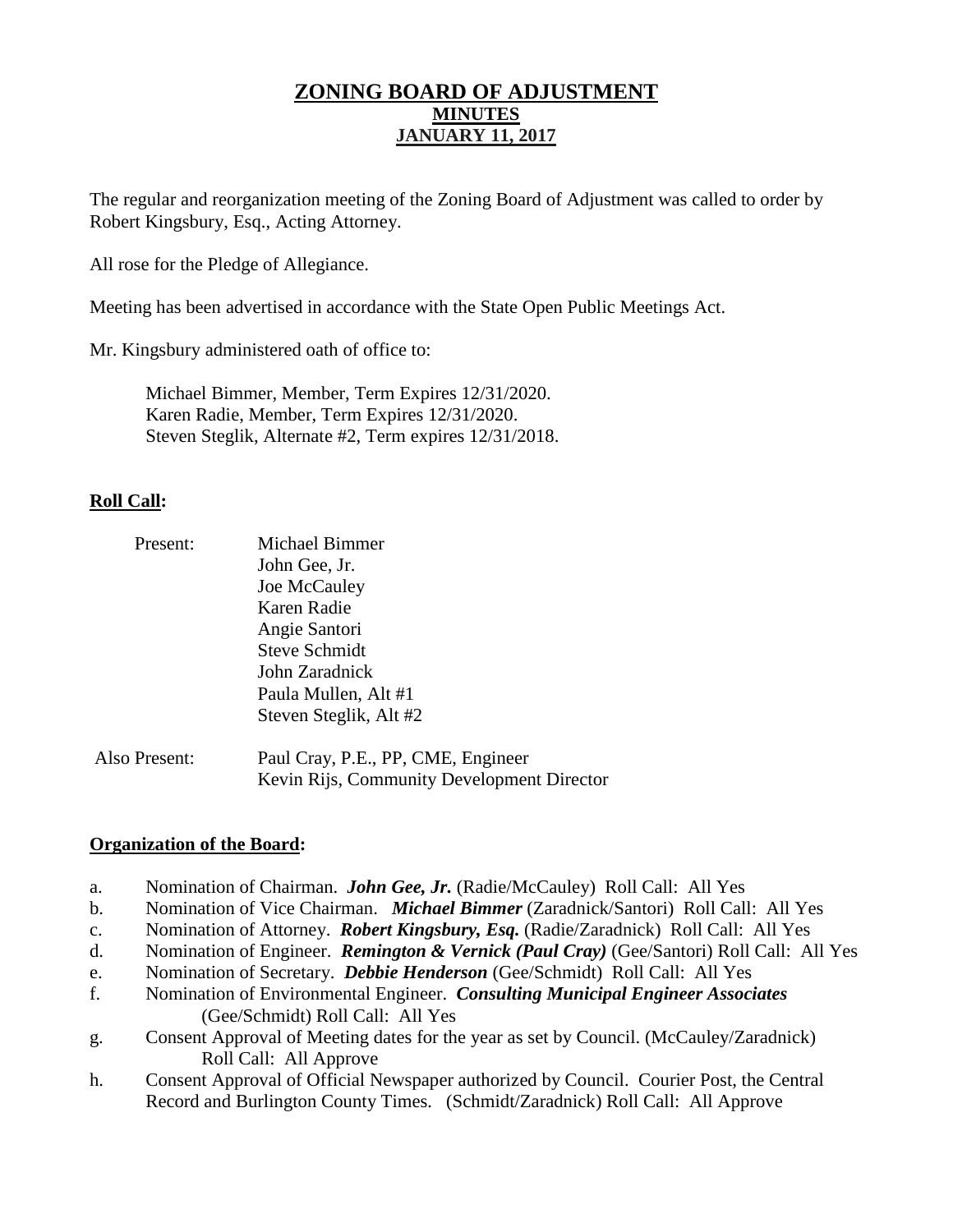# ZONING BOARD OF ADJUSTMENT
## MINUTES
## JANUARY 11, 2017

The regular and reorganization meeting of the Zoning Board of Adjustment was called to order by Robert Kingsbury, Esq., Acting Attorney.

All rose for the Pledge of Allegiance.

Meeting has been advertised in accordance with the State Open Public Meetings Act.

Mr. Kingsbury administered oath of office to:

Michael Bimmer, Member, Term Expires 12/31/2020.
Karen Radie, Member, Term Expires 12/31/2020.
Steven Steglik, Alternate #2, Term expires 12/31/2018.

**Roll Call:**

Present:
Michael Bimmer
John Gee, Jr.
Joe McCauley
Karen Radie
Angie Santori
Steve Schmidt
John Zaradnick
Paula Mullen, Alt #1
Steven Steglik, Alt #2

Also Present:
Paul Cray, P.E., PP, CME, Engineer
Kevin Rijs, Community Development Director

**Organization of the Board:**

a. Nomination of Chairman. ***John Gee, Jr.*** (Radie/McCauley) Roll Call: All Yes
b. Nomination of Vice Chairman. ***Michael Bimmer*** (Zaradnick/Santori) Roll Call: All Yes
c. Nomination of Attorney. ***Robert Kingsbury, Esq.*** (Radie/Zaradnick) Roll Call: All Yes
d. Nomination of Engineer. ***Remington & Vernick (Paul Cray)*** (Gee/Santori) Roll Call: All Yes
e. Nomination of Secretary. ***Debbie Henderson*** (Gee/Schmidt) Roll Call: All Yes
f. Nomination of Environmental Engineer. ***Consulting Municipal Engineer Associates*** (Gee/Schmidt) Roll Call: All Yes
g. Consent Approval of Meeting dates for the year as set by Council. (McCauley/Zaradnick) Roll Call: All Approve
h. Consent Approval of Official Newspaper authorized by Council. Courier Post, the Central Record and Burlington County Times. (Schmidt/Zaradnick) Roll Call: All Approve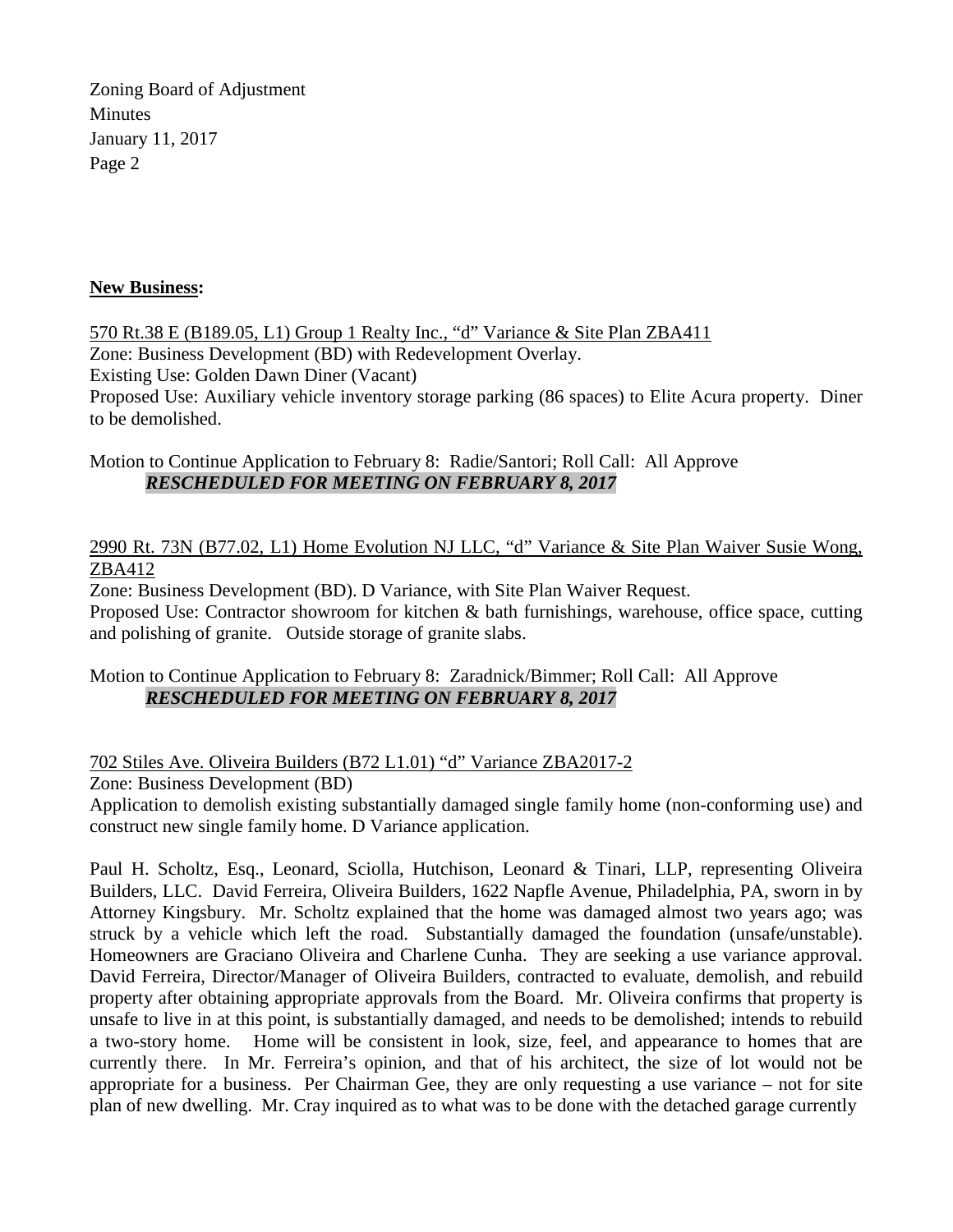**New Business:**

570 Rt.38 E (B189.05, L1) Group 1 Realty Inc., "d" Variance & Site Plan ZBA411
Zone: Business Development (BD) with Redevelopment Overlay.
Existing Use: Golden Dawn Diner (Vacant)
Proposed Use: Auxiliary vehicle inventory storage parking (86 spaces) to Elite Acura property. Diner to be demolished.

Motion to Continue Application to February 8: Radie/Santori; Roll Call: All Approve
***RESCHEDULED FOR MEETING ON FEBRUARY 8, 2017***

2990 Rt. 73N (B77.02, L1) Home Evolution NJ LLC, "d" Variance & Site Plan Waiver Susie Wong, ZBA412
Zone: Business Development (BD). D Variance, with Site Plan Waiver Request.
Proposed Use: Contractor showroom for kitchen & bath furnishings, warehouse, office space, cutting and polishing of granite. Outside storage of granite slabs.

Motion to Continue Application to February 8: Zaradnick/Bimmer; Roll Call: All Approve
***RESCHEDULED FOR MEETING ON FEBRUARY 8, 2017***

702 Stiles Ave. Oliveira Builders (B72 L1.01) "d" Variance ZBA2017-2
Zone: Business Development (BD)
Application to demolish existing substantially damaged single family home (non-conforming use) and construct new single family home. D Variance application.

Paul H. Scholtz, Esq., Leonard, Sciolla, Hutchison, Leonard & Tinari, LLP, representing Oliveira Builders, LLC. David Ferreira, Oliveira Builders, 1622 Napfle Avenue, Philadelphia, PA, sworn in by Attorney Kingsbury. Mr. Scholtz explained that the home was damaged almost two years ago; was struck by a vehicle which left the road. Substantially damaged the foundation (unsafe/unstable). Homeowners are Graciano Oliveira and Charlene Cunha. They are seeking a use variance approval. David Ferreira, Director/Manager of Oliveira Builders, contracted to evaluate, demolish, and rebuild property after obtaining appropriate approvals from the Board. Mr. Oliveira confirms that property is unsafe to live in at this point, is substantially damaged, and needs to be demolished; intends to rebuild a two-story home. Home will be consistent in look, size, feel, and appearance to homes that are currently there. In Mr. Ferreira's opinion, and that of his architect, the size of lot would not be appropriate for a business. Per Chairman Gee, they are only requesting a use variance – not for site plan of new dwelling. Mr. Cray inquired as to what was to be done with the detached garage currently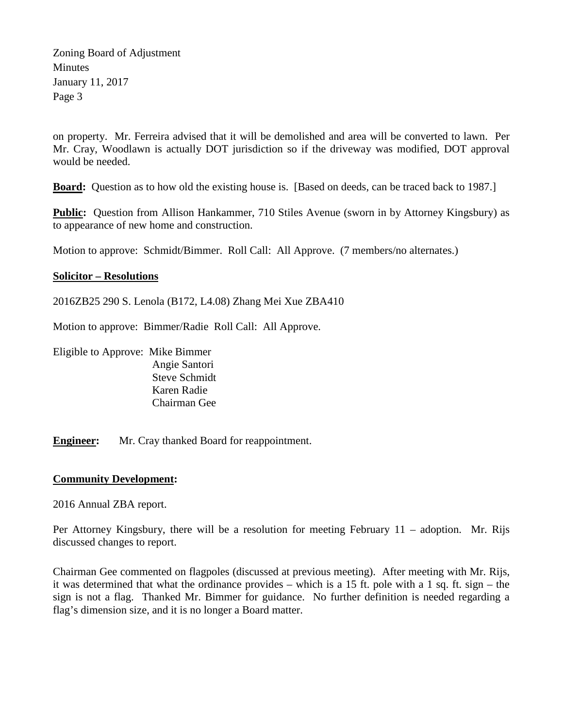on property. Mr. Ferreira advised that it will be demolished and area will be converted to lawn. Per Mr. Cray, Woodlawn is actually DOT jurisdiction so if the driveway was modified, DOT approval would be needed.

**Board:** Question as to how old the existing house is. [Based on deeds, can be traced back to 1987.]

**Public:** Question from Allison Hankammer, 710 Stiles Avenue (sworn in by Attorney Kingsbury) as to appearance of new home and construction.

Motion to approve: Schmidt/Bimmer. Roll Call: All Approve. (7 members/no alternates.)

**Solicitor – Resolutions**

2016ZB25 290 S. Lenola (B172, L4.08) Zhang Mei Xue ZBA410

Motion to approve: Bimmer/Radie Roll Call: All Approve.

Eligible to Approve: Mike Bimmer
Angie Santori
Steve Schmidt
Karen Radie
Chairman Gee

**Engineer:** Mr. Cray thanked Board for reappointment.

**Community Development:**

2016 Annual ZBA report.

Per Attorney Kingsbury, there will be a resolution for meeting February 11 – adoption. Mr. Rijs discussed changes to report.

Chairman Gee commented on flagpoles (discussed at previous meeting). After meeting with Mr. Rijs, it was determined that what the ordinance provides – which is a 15 ft. pole with a 1 sq. ft. sign – the sign is not a flag. Thanked Mr. Bimmer for guidance. No further definition is needed regarding a flag's dimension size, and it is no longer a Board matter.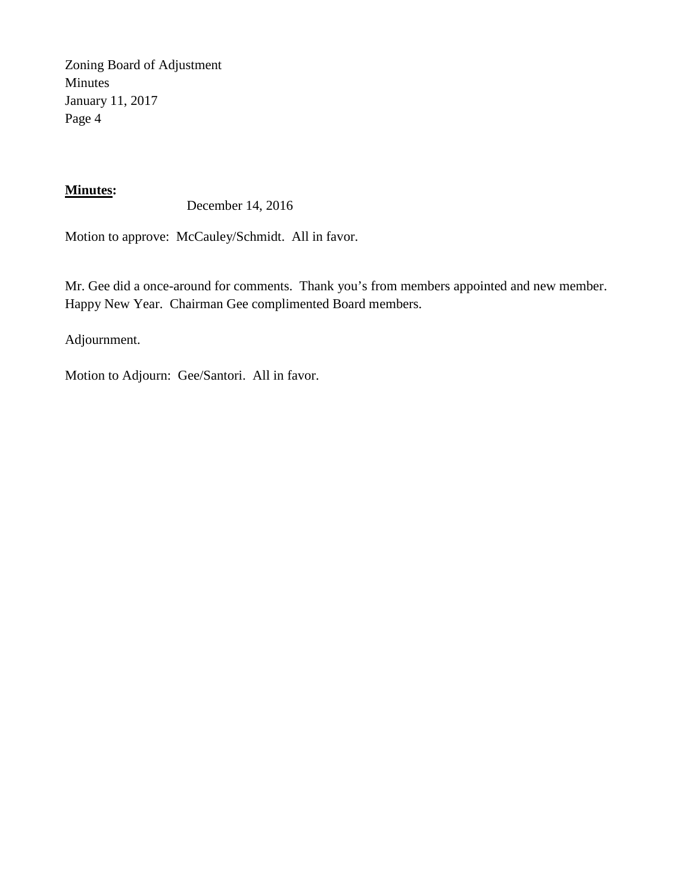**Minutes:**

December 14, 2016

Motion to approve: McCauley/Schmidt. All in favor.

Mr. Gee did a once-around for comments. Thank you's from members appointed and new member. Happy New Year. Chairman Gee complimented Board members.

Adjournment.

Motion to Adjourn: Gee/Santori. All in favor.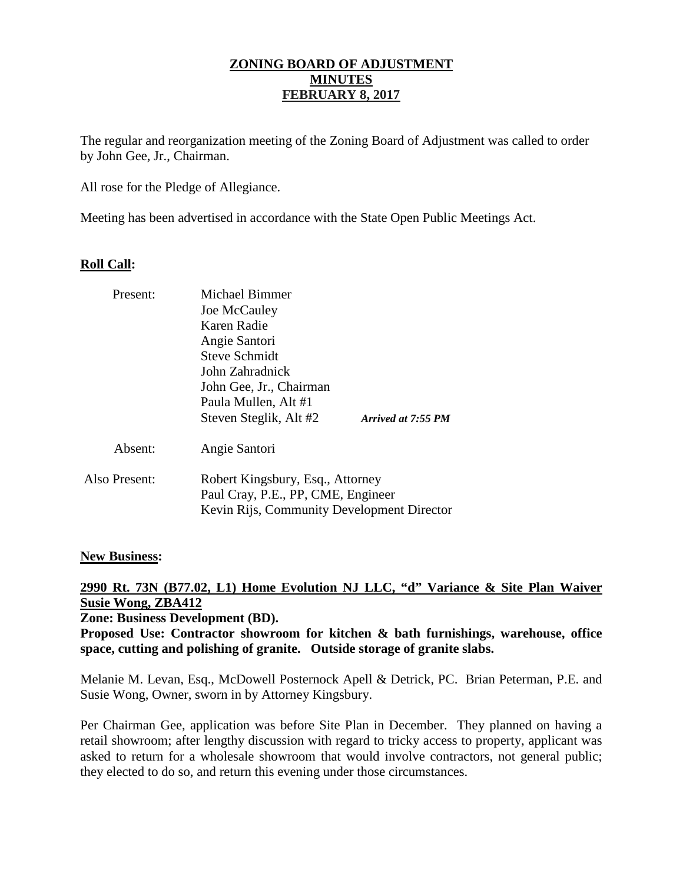**ZONING BOARD OF ADJUSTMENT**
**MINUTES**
**FEBRUARY 8, 2017**

The regular and reorganization meeting of the Zoning Board of Adjustment was called to order by John Gee, Jr., Chairman.

All rose for the Pledge of Allegiance.

Meeting has been advertised in accordance with the State Open Public Meetings Act.

**Roll Call:**

| | | |
|---|---|---|
| Present: | Michael Bimmer | |
| | Joe McCauley | |
| | Karen Radie | |
| | Angie Santori | |
| | Steve Schmidt | |
| | John Zahradnick | |
| | John Gee, Jr., Chairman | |
| | Paula Mullen, Alt #1 | |
| | Steven Steglik, Alt #2 | ***Arrived at 7:55 PM*** |
| Absent: | Angie Santori | |
| Also Present: | Robert Kingsbury, Esq., Attorney | |
| | Paul Cray, P.E., PP, CME, Engineer | |
| | Kevin Rijs, Community Development Director | |

**New Business:**

**2990 Rt. 73N (B77.02, L1) Home Evolution NJ LLC, "d" Variance & Site Plan Waiver Susie Wong, ZBA412**

**Zone: Business Development (BD).**

**Proposed Use: Contractor showroom for kitchen & bath furnishings, warehouse, office space, cutting and polishing of granite. Outside storage of granite slabs.**

Melanie M. Levan, Esq., McDowell Posternock Apell & Detrick, PC. Brian Peterman, P.E. and Susie Wong, Owner, sworn in by Attorney Kingsbury.

Per Chairman Gee, application was before Site Plan in December. They planned on having a retail showroom; after lengthy discussion with regard to tricky access to property, applicant was asked to return for a wholesale showroom that would involve contractors, not general public; they elected to do so, and return this evening under those circumstances.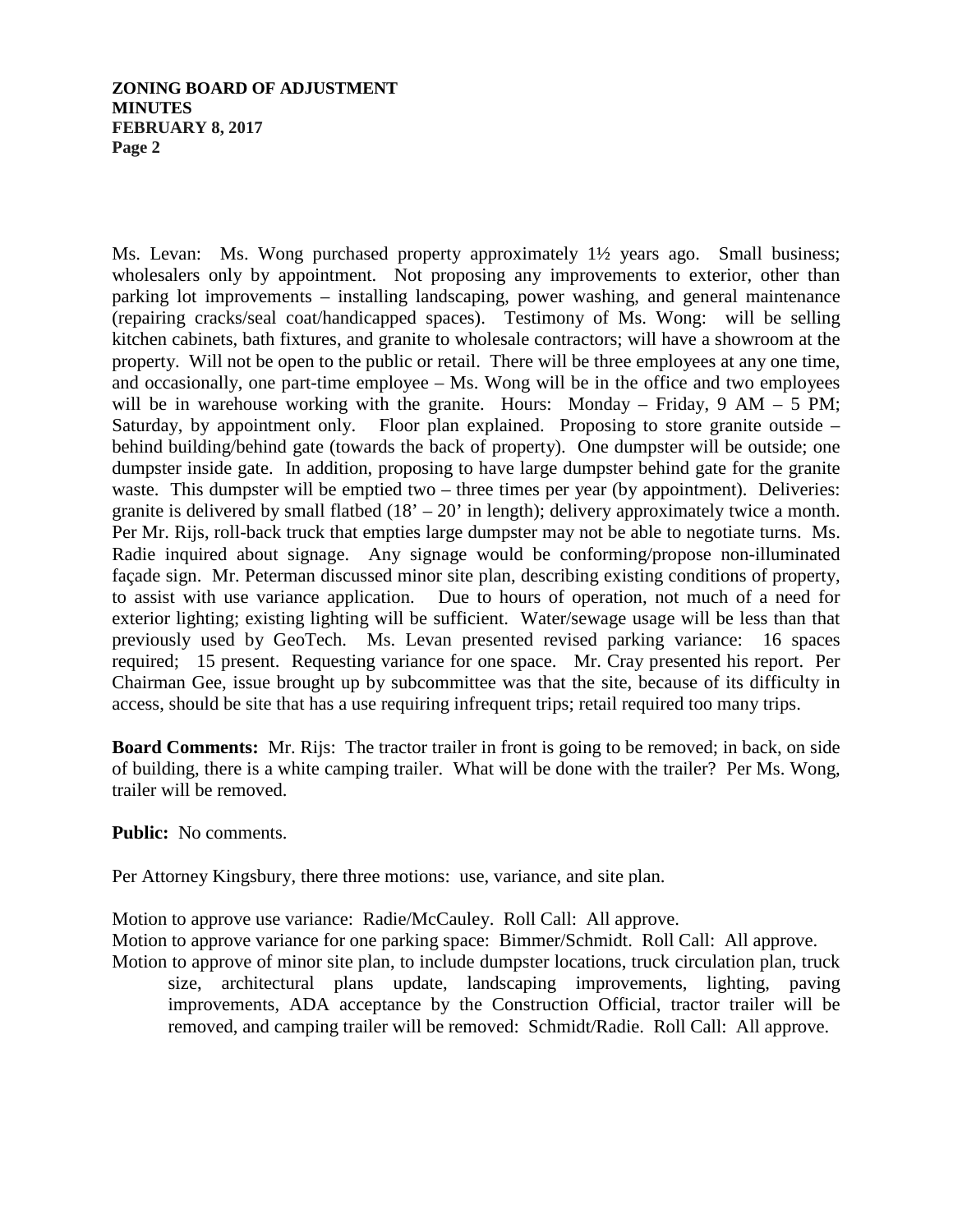Ms. Levan: Ms. Wong purchased property approximately 1½ years ago. Small business; wholesalers only by appointment. Not proposing any improvements to exterior, other than parking lot improvements – installing landscaping, power washing, and general maintenance (repairing cracks/seal coat/handicapped spaces). Testimony of Ms. Wong: will be selling kitchen cabinets, bath fixtures, and granite to wholesale contractors; will have a showroom at the property. Will not be open to the public or retail. There will be three employees at any one time, and occasionally, one part-time employee – Ms. Wong will be in the office and two employees will be in warehouse working with the granite. Hours: Monday – Friday, 9 AM – 5 PM; Saturday, by appointment only. Floor plan explained. Proposing to store granite outside – behind building/behind gate (towards the back of property). One dumpster will be outside; one dumpster inside gate. In addition, proposing to have large dumpster behind gate for the granite waste. This dumpster will be emptied two – three times per year (by appointment). Deliveries: granite is delivered by small flatbed (18' – 20' in length); delivery approximately twice a month. Per Mr. Rijs, roll-back truck that empties large dumpster may not be able to negotiate turns. Ms. Radie inquired about signage. Any signage would be conforming/propose non-illuminated façade sign. Mr. Peterman discussed minor site plan, describing existing conditions of property, to assist with use variance application. Due to hours of operation, not much of a need for exterior lighting; existing lighting will be sufficient. Water/sewage usage will be less than that previously used by GeoTech. Ms. Levan presented revised parking variance: 16 spaces required; 15 present. Requesting variance for one space. Mr. Cray presented his report. Per Chairman Gee, issue brought up by subcommittee was that the site, because of its difficulty in access, should be site that has a use requiring infrequent trips; retail required too many trips.

**Board Comments:** Mr. Rijs: The tractor trailer in front is going to be removed; in back, on side of building, there is a white camping trailer. What will be done with the trailer? Per Ms. Wong, trailer will be removed.

**Public:** No comments.

Per Attorney Kingsbury, there three motions: use, variance, and site plan.

Motion to approve use variance: Radie/McCauley. Roll Call: All approve.

Motion to approve variance for one parking space: Bimmer/Schmidt. Roll Call: All approve.

Motion to approve of minor site plan, to include dumpster locations, truck circulation plan, truck size, architectural plans update, landscaping improvements, lighting, paving improvements, ADA acceptance by the Construction Official, tractor trailer will be removed, and camping trailer will be removed: Schmidt/Radie. Roll Call: All approve.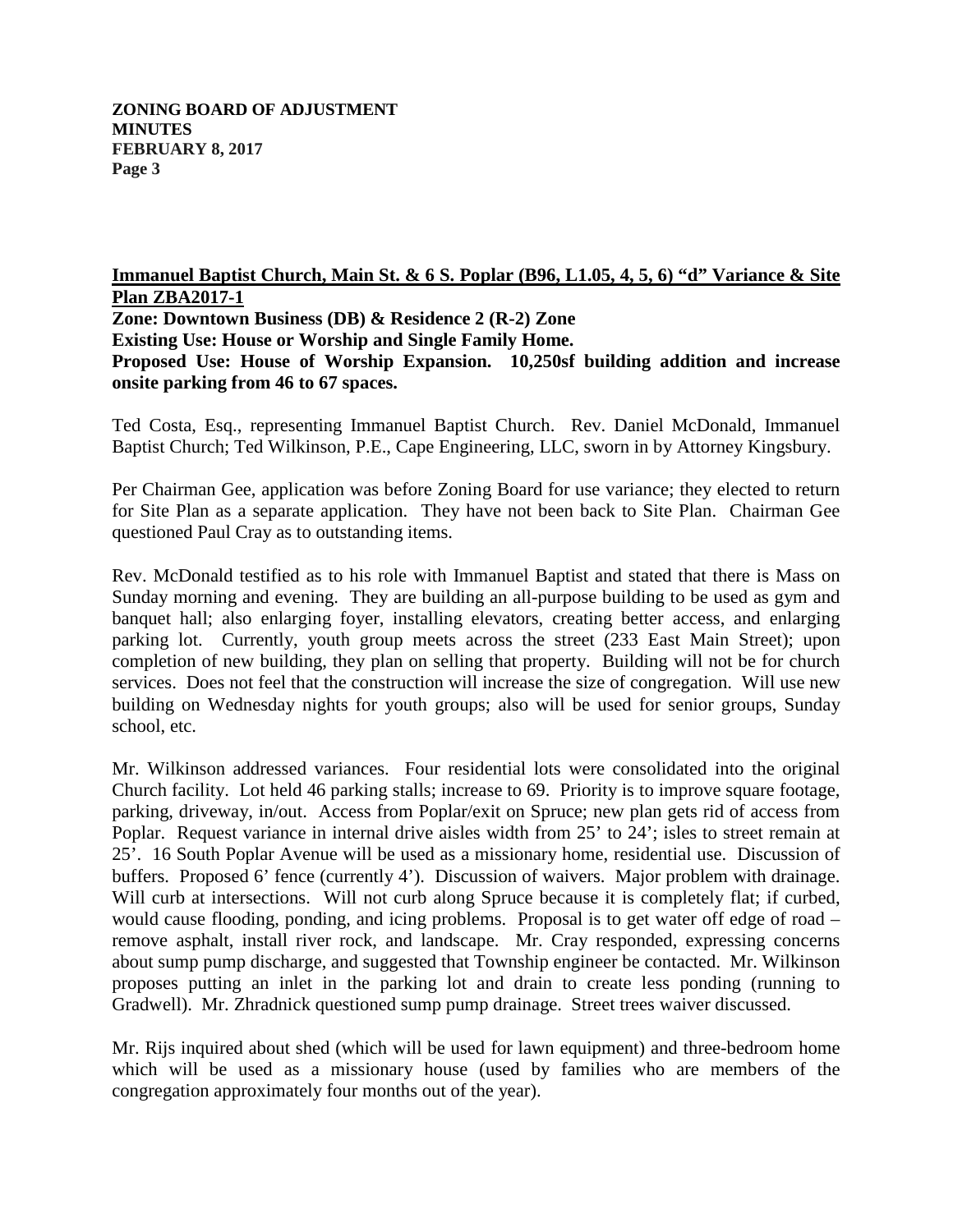**Immanuel Baptist Church, Main St. & 6 S. Poplar (B96, L1.05, 4, 5, 6) "d" Variance & Site Plan ZBA2017-1**

**Zone: Downtown Business (DB) & Residence 2 (R-2) Zone**

**Existing Use: House or Worship and Single Family Home.**

**Proposed Use: House of Worship Expansion. 10,250sf building addition and increase onsite parking from 46 to 67 spaces.**

Ted Costa, Esq., representing Immanuel Baptist Church. Rev. Daniel McDonald, Immanuel Baptist Church; Ted Wilkinson, P.E., Cape Engineering, LLC, sworn in by Attorney Kingsbury.

Per Chairman Gee, application was before Zoning Board for use variance; they elected to return for Site Plan as a separate application. They have not been back to Site Plan. Chairman Gee questioned Paul Cray as to outstanding items.

Rev. McDonald testified as to his role with Immanuel Baptist and stated that there is Mass on Sunday morning and evening. They are building an all-purpose building to be used as gym and banquet hall; also enlarging foyer, installing elevators, creating better access, and enlarging parking lot. Currently, youth group meets across the street (233 East Main Street); upon completion of new building, they plan on selling that property. Building will not be for church services. Does not feel that the construction will increase the size of congregation. Will use new building on Wednesday nights for youth groups; also will be used for senior groups, Sunday school, etc.

Mr. Wilkinson addressed variances. Four residential lots were consolidated into the original Church facility. Lot held 46 parking stalls; increase to 69. Priority is to improve square footage, parking, driveway, in/out. Access from Poplar/exit on Spruce; new plan gets rid of access from Poplar. Request variance in internal drive aisles width from 25' to 24'; isles to street remain at 25'. 16 South Poplar Avenue will be used as a missionary home, residential use. Discussion of buffers. Proposed 6' fence (currently 4'). Discussion of waivers. Major problem with drainage. Will curb at intersections. Will not curb along Spruce because it is completely flat; if curbed, would cause flooding, ponding, and icing problems. Proposal is to get water off edge of road – remove asphalt, install river rock, and landscape. Mr. Cray responded, expressing concerns about sump pump discharge, and suggested that Township engineer be contacted. Mr. Wilkinson proposes putting an inlet in the parking lot and drain to create less ponding (running to Gradwell). Mr. Zhradnick questioned sump pump drainage. Street trees waiver discussed.

Mr. Rijs inquired about shed (which will be used for lawn equipment) and three-bedroom home which will be used as a missionary house (used by families who are members of the congregation approximately four months out of the year).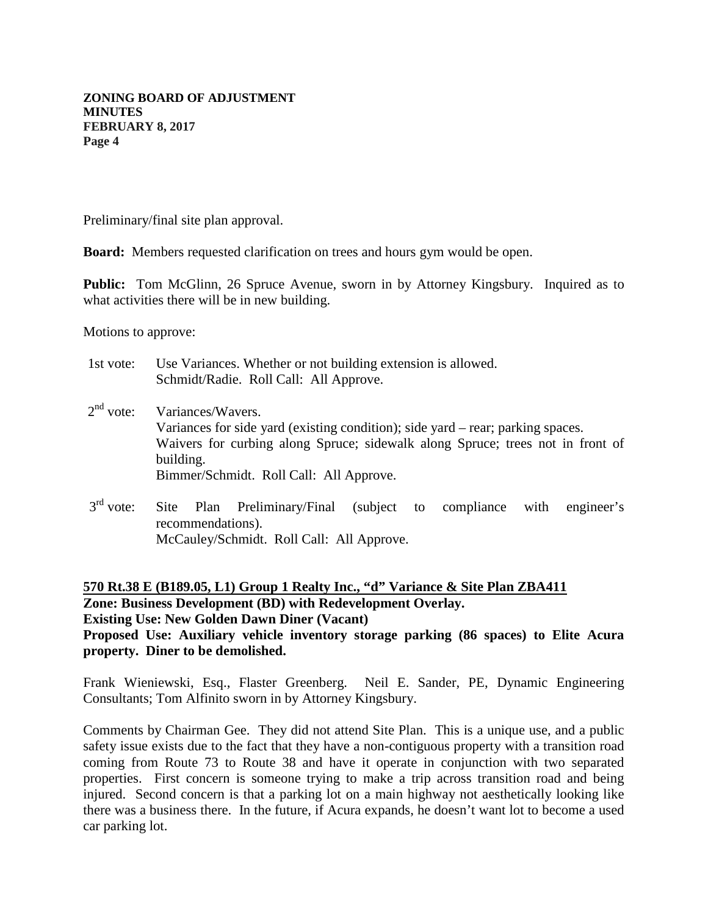Preliminary/final site plan approval.

**Board:** Members requested clarification on trees and hours gym would be open.

**Public:** Tom McGlinn, 26 Spruce Avenue, sworn in by Attorney Kingsbury. Inquired as to what activities there will be in new building.

Motions to approve:

1st vote: Use Variances. Whether or not building extension is allowed.
Schmidt/Radie. Roll Call: All Approve.

2nd vote: Variances/Wavers.
Variances for side yard (existing condition); side yard – rear; parking spaces.
Waivers for curbing along Spruce; sidewalk along Spruce; trees not in front of building.
Bimmer/Schmidt. Roll Call: All Approve.

3rd vote: Site Plan Preliminary/Final (subject to compliance with engineer's recommendations).
McCauley/Schmidt. Roll Call: All Approve.

**570 Rt.38 E (B189.05, L1) Group 1 Realty Inc., "d" Variance & Site Plan ZBA411**
**Zone: Business Development (BD) with Redevelopment Overlay.**
**Existing Use: New Golden Dawn Diner (Vacant)**
**Proposed Use: Auxiliary vehicle inventory storage parking (86 spaces) to Elite Acura property. Diner to be demolished.**

Frank Wieniewski, Esq., Flaster Greenberg. Neil E. Sander, PE, Dynamic Engineering Consultants; Tom Alfinito sworn in by Attorney Kingsbury.

Comments by Chairman Gee. They did not attend Site Plan. This is a unique use, and a public safety issue exists due to the fact that they have a non-contiguous property with a transition road coming from Route 73 to Route 38 and have it operate in conjunction with two separated properties. First concern is someone trying to make a trip across transition road and being injured. Second concern is that a parking lot on a main highway not aesthetically looking like there was a business there. In the future, if Acura expands, he doesn't want lot to become a used car parking lot.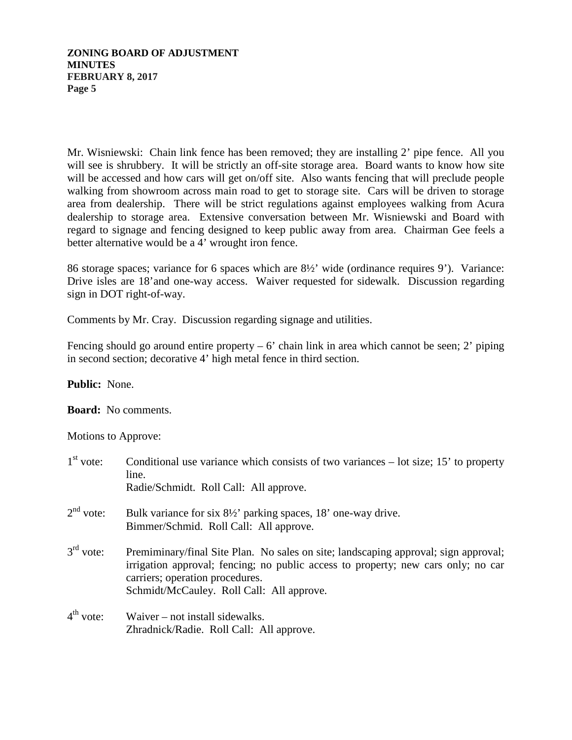Mr. Wisniewski: Chain link fence has been removed; they are installing 2' pipe fence. All you will see is shrubbery. It will be strictly an off-site storage area. Board wants to know how site will be accessed and how cars will get on/off site. Also wants fencing that will preclude people walking from showroom across main road to get to storage site. Cars will be driven to storage area from dealership. There will be strict regulations against employees walking from Acura dealership to storage area. Extensive conversation between Mr. Wisniewski and Board with regard to signage and fencing designed to keep public away from area. Chairman Gee feels a better alternative would be a 4' wrought iron fence.

86 storage spaces; variance for 6 spaces which are 8½' wide (ordinance requires 9'). Variance: Drive isles are 18'and one-way access. Waiver requested for sidewalk. Discussion regarding sign in DOT right-of-way.

Comments by Mr. Cray. Discussion regarding signage and utilities.

Fencing should go around entire property – 6' chain link in area which cannot be seen; 2' piping in second section; decorative 4' high metal fence in third section.

**Public:** None.

**Board:** No comments.

Motions to Approve:

1st vote: Conditional use variance which consists of two variances – lot size; 15' to property line.
Radie/Schmidt. Roll Call: All approve.

2nd vote: Bulk variance for six 8½' parking spaces, 18' one-way drive.
Bimmer/Schmid. Roll Call: All approve.

3rd vote: Premiminary/final Site Plan. No sales on site; landscaping approval; sign approval; irrigation approval; fencing; no public access to property; new cars only; no car carriers; operation procedures.
Schmidt/McCauley. Roll Call: All approve.

4th vote: Waiver – not install sidewalks.
Zhradnick/Radie. Roll Call: All approve.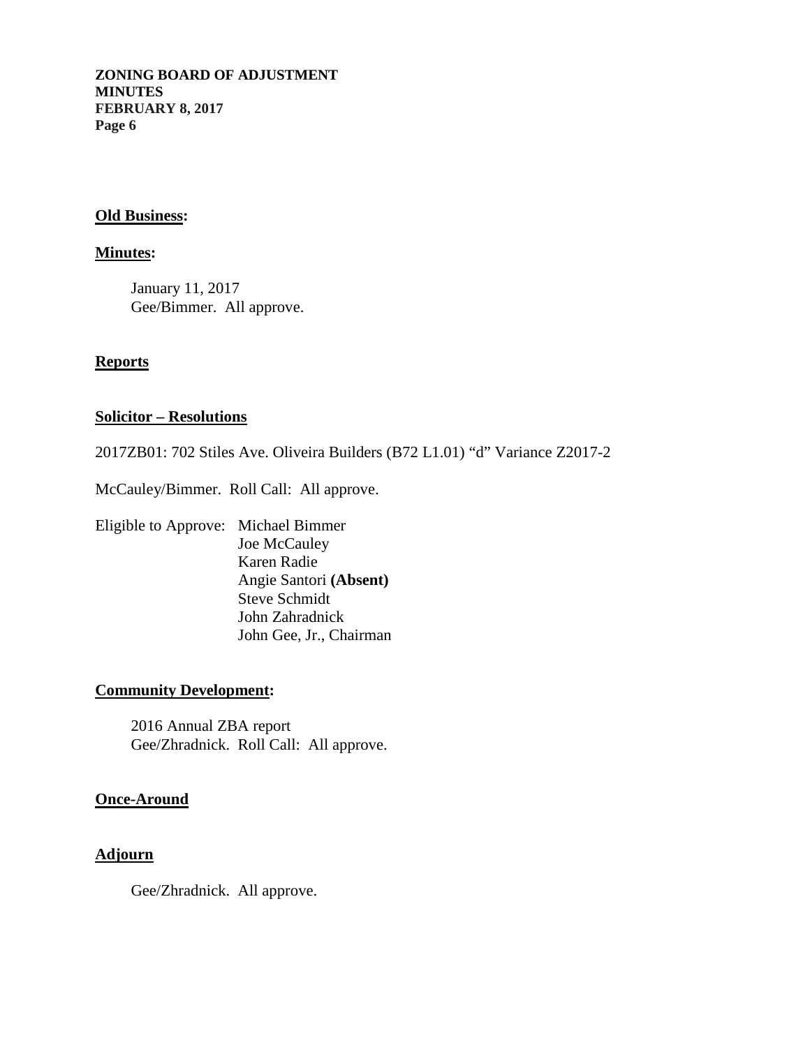**Old Business:**

**Minutes:**

January 11, 2017
Gee/Bimmer. All approve.

**Reports**

**Solicitor – Resolutions**

2017ZB01: 702 Stiles Ave. Oliveira Builders (B72 L1.01) "d" Variance Z2017-2

McCauley/Bimmer. Roll Call: All approve.

Eligible to Approve: Michael Bimmer
Joe McCauley
Karen Radie
Angie Santori **(Absent)**
Steve Schmidt
John Zahradnick
John Gee, Jr., Chairman

**Community Development:**

2016 Annual ZBA report
Gee/Zhradnick. Roll Call: All approve.

**Once-Around**

**Adjourn**

Gee/Zhradnick. All approve.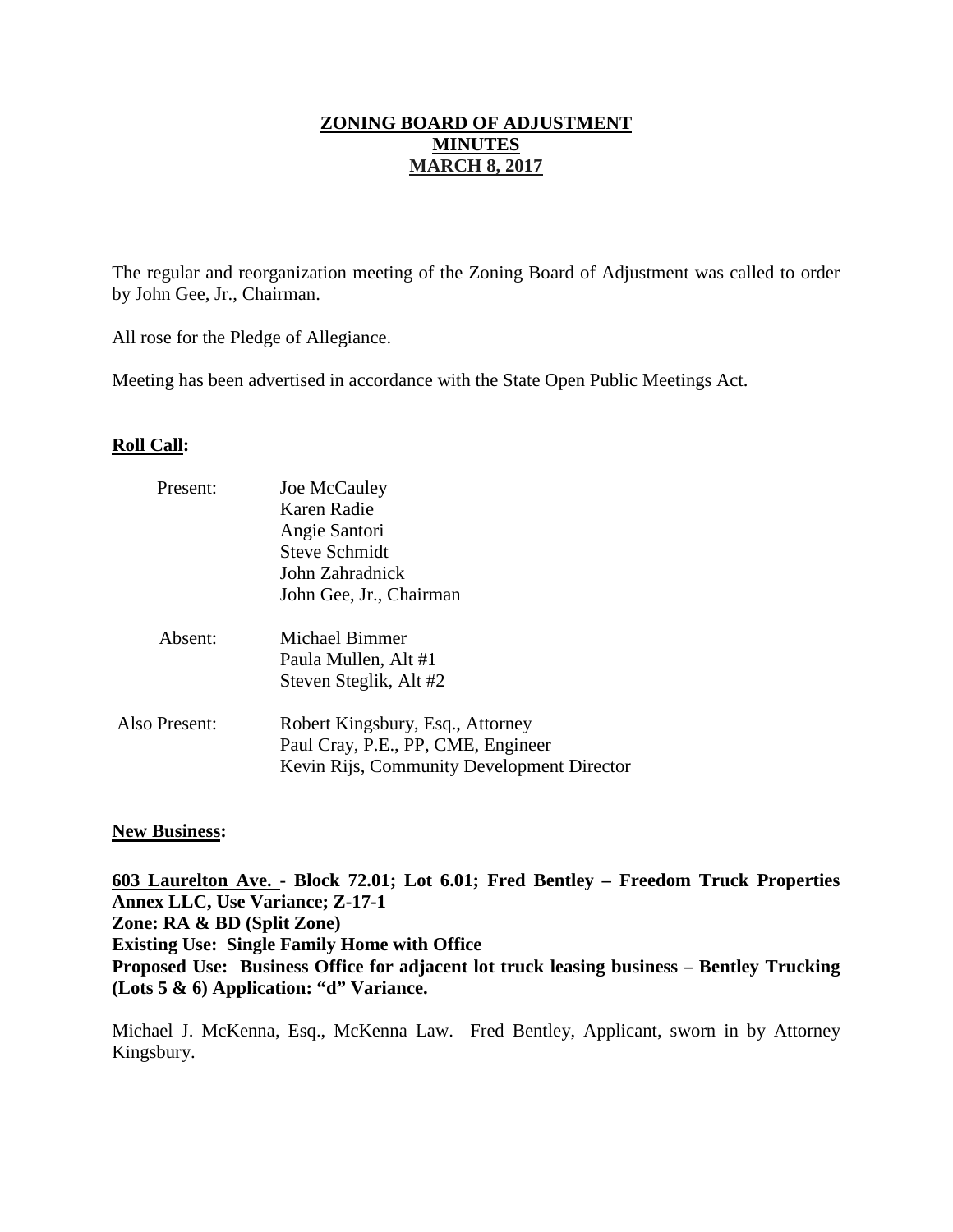# ZONING BOARD OF ADJUSTMENT
## MINUTES
## MARCH 8, 2017

The regular and reorganization meeting of the Zoning Board of Adjustment was called to order by John Gee, Jr., Chairman.

All rose for the Pledge of Allegiance.

Meeting has been advertised in accordance with the State Open Public Meetings Act.

**Roll Call:**

| | |
|---|---|
| Present: | Joe McCauley<br>Karen Radie<br>Angie Santori<br>Steve Schmidt<br>John Zahradnick<br>John Gee, Jr., Chairman |
| Absent: | Michael Bimmer<br>Paula Mullen, Alt #1<br>Steven Steglik, Alt #2 |
| Also Present: | Robert Kingsbury, Esq., Attorney<br>Paul Cray, P.E., PP, CME, Engineer<br>Kevin Rijs, Community Development Director |

**New Business:**

**603 Laurelton Ave. - Block 72.01; Lot 6.01; Fred Bentley – Freedom Truck Properties Annex LLC, Use Variance; Z-17-1**
**Zone: RA & BD (Split Zone)**
**Existing Use: Single Family Home with Office**
**Proposed Use: Business Office for adjacent lot truck leasing business – Bentley Trucking (Lots 5 & 6) Application: "d" Variance.**

Michael J. McKenna, Esq., McKenna Law. Fred Bentley, Applicant, sworn in by Attorney Kingsbury.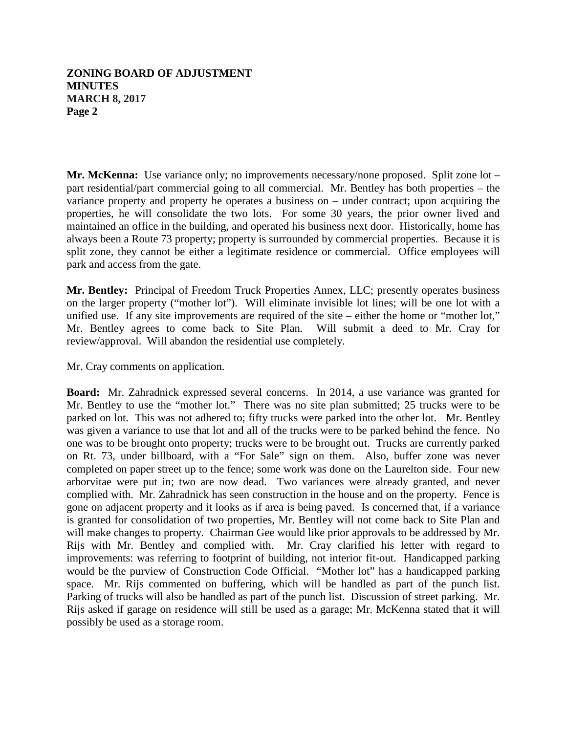**Mr. McKenna:** Use variance only; no improvements necessary/none proposed. Split zone lot – part residential/part commercial going to all commercial. Mr. Bentley has both properties – the variance property and property he operates a business on – under contract; upon acquiring the properties, he will consolidate the two lots. For some 30 years, the prior owner lived and maintained an office in the building, and operated his business next door. Historically, home has always been a Route 73 property; property is surrounded by commercial properties. Because it is split zone, they cannot be either a legitimate residence or commercial. Office employees will park and access from the gate.

**Mr. Bentley:** Principal of Freedom Truck Properties Annex, LLC; presently operates business on the larger property ("mother lot"). Will eliminate invisible lot lines; will be one lot with a unified use. If any site improvements are required of the site – either the home or "mother lot," Mr. Bentley agrees to come back to Site Plan. Will submit a deed to Mr. Cray for review/approval. Will abandon the residential use completely.

Mr. Cray comments on application.

**Board:** Mr. Zahradnick expressed several concerns. In 2014, a use variance was granted for Mr. Bentley to use the "mother lot." There was no site plan submitted; 25 trucks were to be parked on lot. This was not adhered to; fifty trucks were parked into the other lot. Mr. Bentley was given a variance to use that lot and all of the trucks were to be parked behind the fence. No one was to be brought onto property; trucks were to be brought out. Trucks are currently parked on Rt. 73, under billboard, with a "For Sale" sign on them. Also, buffer zone was never completed on paper street up to the fence; some work was done on the Laurelton side. Four new arborvitae were put in; two are now dead. Two variances were already granted, and never complied with. Mr. Zahradnick has seen construction in the house and on the property. Fence is gone on adjacent property and it looks as if area is being paved. Is concerned that, if a variance is granted for consolidation of two properties, Mr. Bentley will not come back to Site Plan and will make changes to property. Chairman Gee would like prior approvals to be addressed by Mr. Rijs with Mr. Bentley and complied with. Mr. Cray clarified his letter with regard to improvements: was referring to footprint of building, not interior fit-out. Handicapped parking would be the purview of Construction Code Official. "Mother lot" has a handicapped parking space. Mr. Rijs commented on buffering, which will be handled as part of the punch list. Parking of trucks will also be handled as part of the punch list. Discussion of street parking. Mr. Rijs asked if garage on residence will still be used as a garage; Mr. McKenna stated that it will possibly be used as a storage room.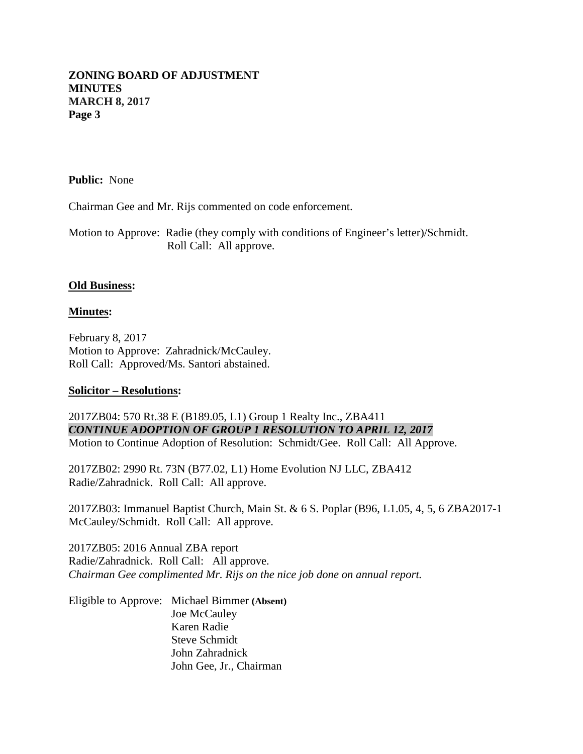**Public:** None

Chairman Gee and Mr. Rijs commented on code enforcement.

Motion to Approve: Radie (they comply with conditions of Engineer's letter)/Schmidt.
Roll Call: All approve.

**Old Business:**

**Minutes:**

February 8, 2017
Motion to Approve: Zahradnick/McCauley.
Roll Call: Approved/Ms. Santori abstained.

**Solicitor – Resolutions:**

2017ZB04: 570 Rt.38 E (B189.05, L1) Group 1 Realty Inc., ZBA411
***CONTINUE ADOPTION OF GROUP 1 RESOLUTION TO APRIL 12, 2017***
Motion to Continue Adoption of Resolution: Schmidt/Gee. Roll Call: All Approve.

2017ZB02: 2990 Rt. 73N (B77.02, L1) Home Evolution NJ LLC, ZBA412
Radie/Zahradnick. Roll Call: All approve.

2017ZB03: Immanuel Baptist Church, Main St. & 6 S. Poplar (B96, L1.05, 4, 5, 6 ZBA2017-1
McCauley/Schmidt. Roll Call: All approve.

2017ZB05: 2016 Annual ZBA report
Radie/Zahradnick. Roll Call: All approve.
*Chairman Gee complimented Mr. Rijs on the nice job done on annual report.*

Eligible to Approve: Michael Bimmer **(Absent)**
Joe McCauley
Karen Radie
Steve Schmidt
John Zahradnick
John Gee, Jr., Chairman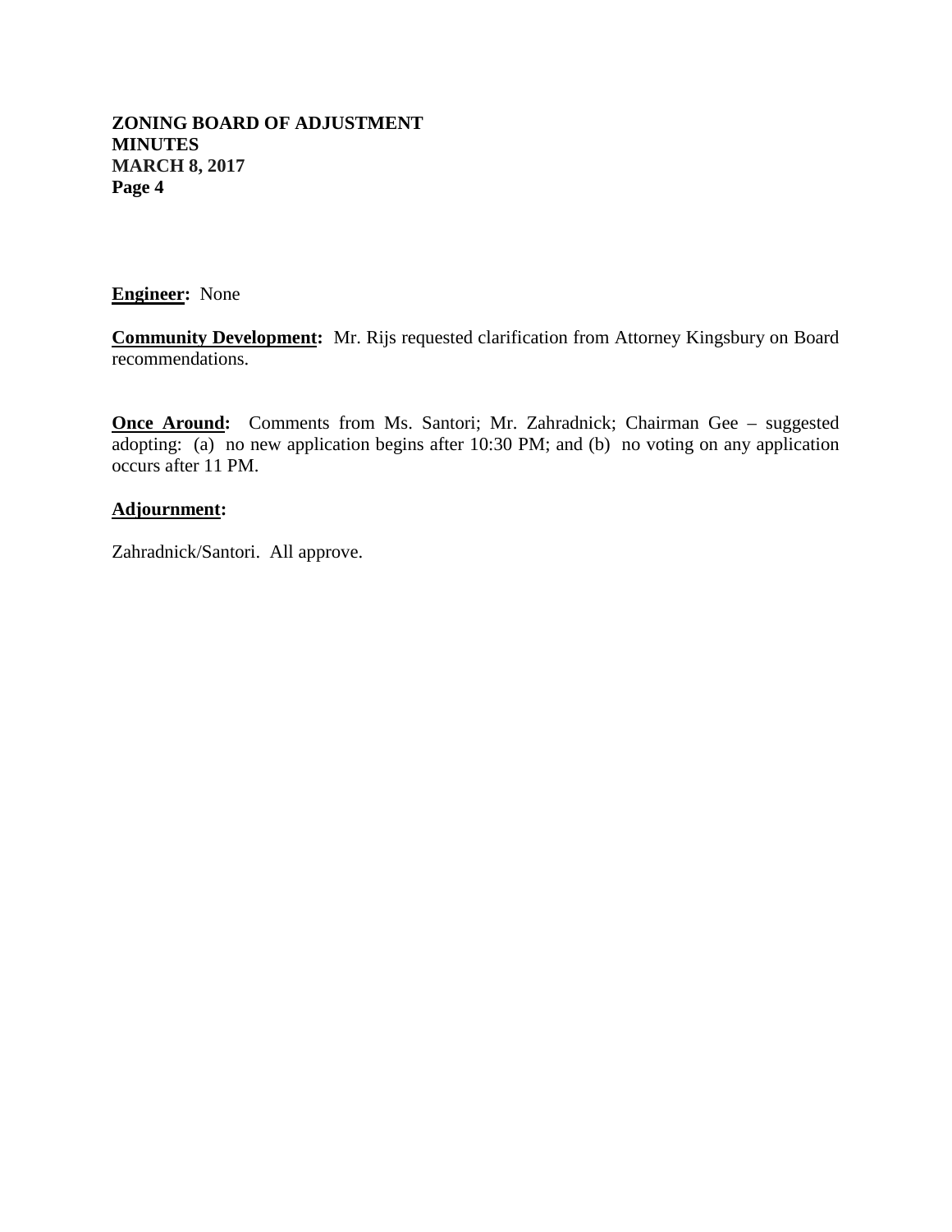**Engineer:** None

**Community Development:** Mr. Rijs requested clarification from Attorney Kingsbury on Board recommendations.

**Once Around:** Comments from Ms. Santori; Mr. Zahradnick; Chairman Gee – suggested adopting: (a) no new application begins after 10:30 PM; and (b) no voting on any application occurs after 11 PM.

**Adjournment:**

Zahradnick/Santori. All approve.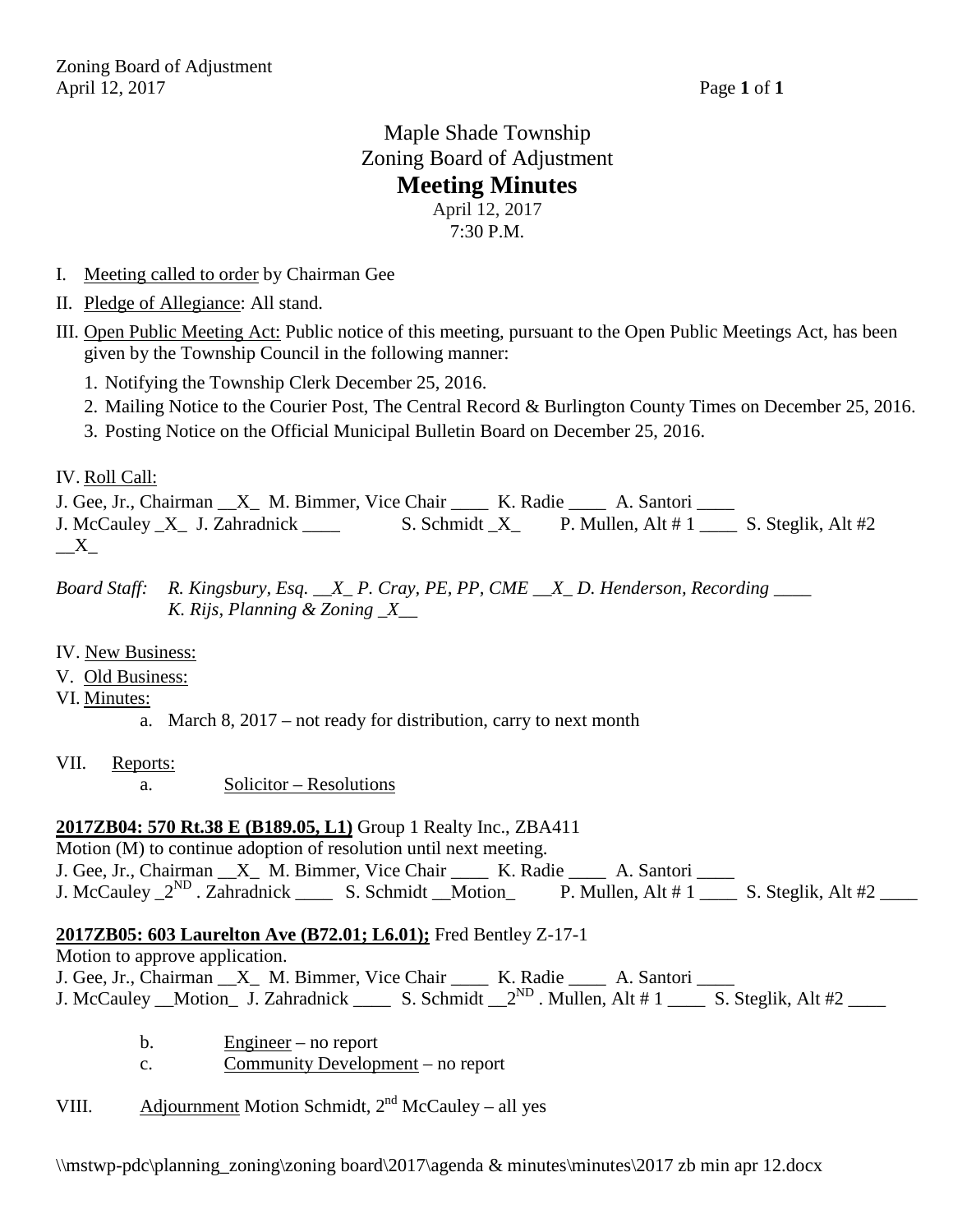# Maple Shade Township
# Zoning Board of Adjustment
# **Meeting Minutes**

April 12, 2017
7:30 P.M.

I. Meeting called to order by Chairman Gee

II. Pledge of Allegiance: All stand.

III. Open Public Meeting Act: Public notice of this meeting, pursuant to the Open Public Meetings Act, has been given by the Township Council in the following manner:

1. Notifying the Township Clerk December 25, 2016.
2. Mailing Notice to the Courier Post, The Central Record & Burlington County Times on December 25, 2016.
3. Posting Notice on the Official Municipal Bulletin Board on December 25, 2016.

IV. Roll Call:

J. Gee, Jr., Chairman __X_ M. Bimmer, Vice Chair ____ K. Radie ____ A. Santori ____
J. McCauley _X_ J. Zahradnick ____ S. Schmidt _X_ P. Mullen, Alt # 1 ____ S. Steglik, Alt #2 __X_

*Board Staff: R. Kingsbury, Esq. __X_ P. Cray, PE, PP, CME __X_ D. Henderson, Recording ____*
*K. Rijs, Planning & Zoning _X__*

IV. New Business:

V. Old Business:

VI. Minutes:

a. March 8, 2017 – not ready for distribution, carry to next month

VII. Reports:

a. Solicitor – Resolutions

**2017ZB04: 570 Rt.38 E (B189.05, L1)** Group 1 Realty Inc., ZBA411
Motion (M) to continue adoption of resolution until next meeting.
J. Gee, Jr., Chairman __X_ M. Bimmer, Vice Chair ____ K. Radie ____ A. Santori ____
J. McCauley _2ND . Zahradnick ____ S. Schmidt __Motion_ P. Mullen, Alt # 1 ____ S. Steglik, Alt #2 ____

**2017ZB05: 603 Laurelton Ave (B72.01; L6.01);** Fred Bentley Z-17-1
Motion to approve application.
J. Gee, Jr., Chairman __X_ M. Bimmer, Vice Chair ____ K. Radie ____ A. Santori ____
J. McCauley __Motion_ J. Zahradnick ____ S. Schmidt __2ND . Mullen, Alt # 1 ____ S. Steglik, Alt #2 ____

b. Engineer – no report

c. Community Development – no report

VIII. Adjournment Motion Schmidt, 2nd McCauley – all yes

\\mstwp-pdc\planning_zoning\zoning board\2017\agenda & minutes\minutes\2017 zb min apr 12.docx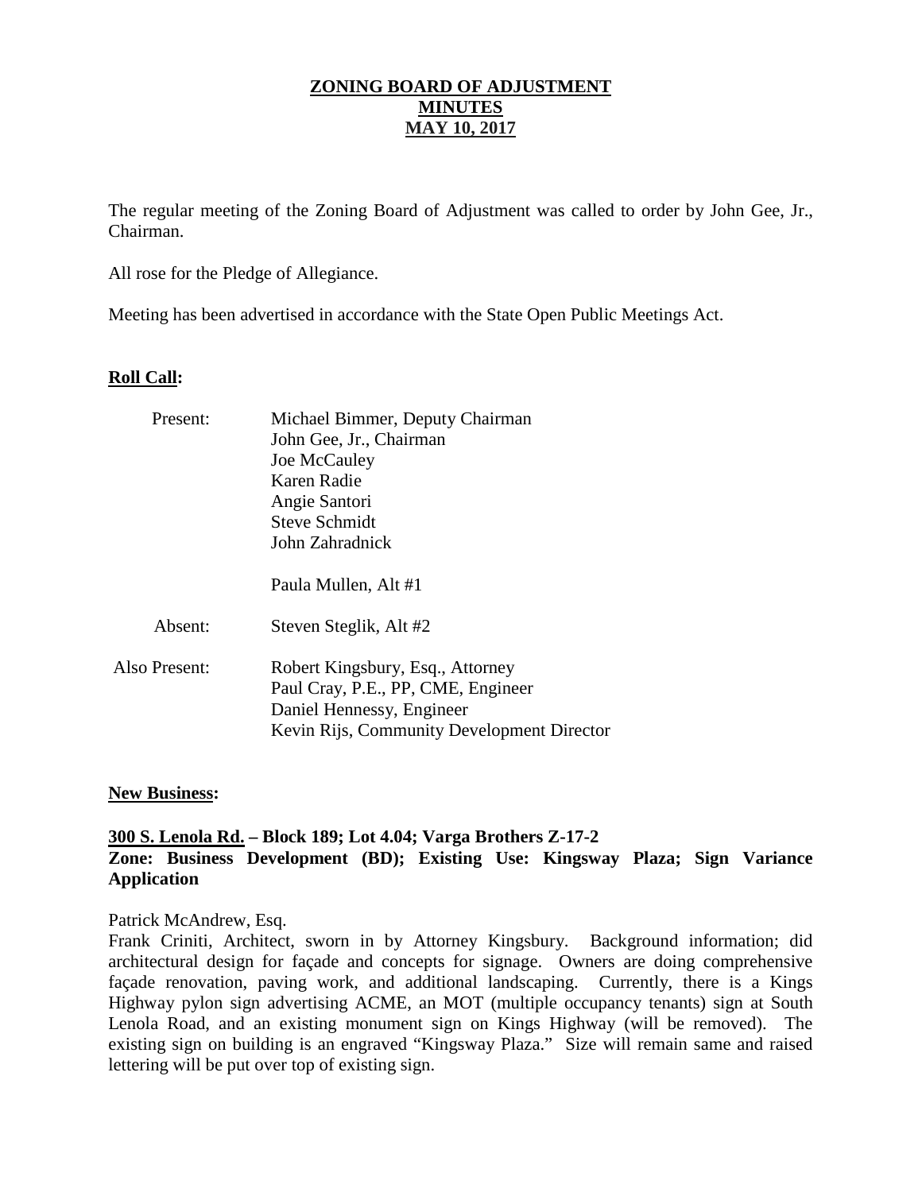# ZONING BOARD OF ADJUSTMENT
## MINUTES
## MAY 10, 2017

The regular meeting of the Zoning Board of Adjustment was called to order by John Gee, Jr., Chairman.

All rose for the Pledge of Allegiance.

Meeting has been advertised in accordance with the State Open Public Meetings Act.

**Roll Call:**

| | |
|---|---|
| Present: | Michael Bimmer, Deputy Chairman |
| | John Gee, Jr., Chairman |
| | Joe McCauley |
| | Karen Radie |
| | Angie Santori |
| | Steve Schmidt |
| | John Zahradnick |
| | |
| | Paula Mullen, Alt #1 |
| Absent: | Steven Steglik, Alt #2 |
| Also Present: | Robert Kingsbury, Esq., Attorney |
| | Paul Cray, P.E., PP, CME, Engineer |
| | Daniel Hennessy, Engineer |
| | Kevin Rijs, Community Development Director |

**New Business:**

**300 S. Lenola Rd. – Block 189; Lot 4.04; Varga Brothers Z-17-2**
**Zone: Business Development (BD); Existing Use: Kingsway Plaza; Sign Variance Application**

Patrick McAndrew, Esq.
Frank Criniti, Architect, sworn in by Attorney Kingsbury. Background information; did architectural design for façade and concepts for signage. Owners are doing comprehensive façade renovation, paving work, and additional landscaping. Currently, there is a Kings Highway pylon sign advertising ACME, an MOT (multiple occupancy tenants) sign at South Lenola Road, and an existing monument sign on Kings Highway (will be removed). The existing sign on building is an engraved "Kingsway Plaza." Size will remain same and raised lettering will be put over top of existing sign.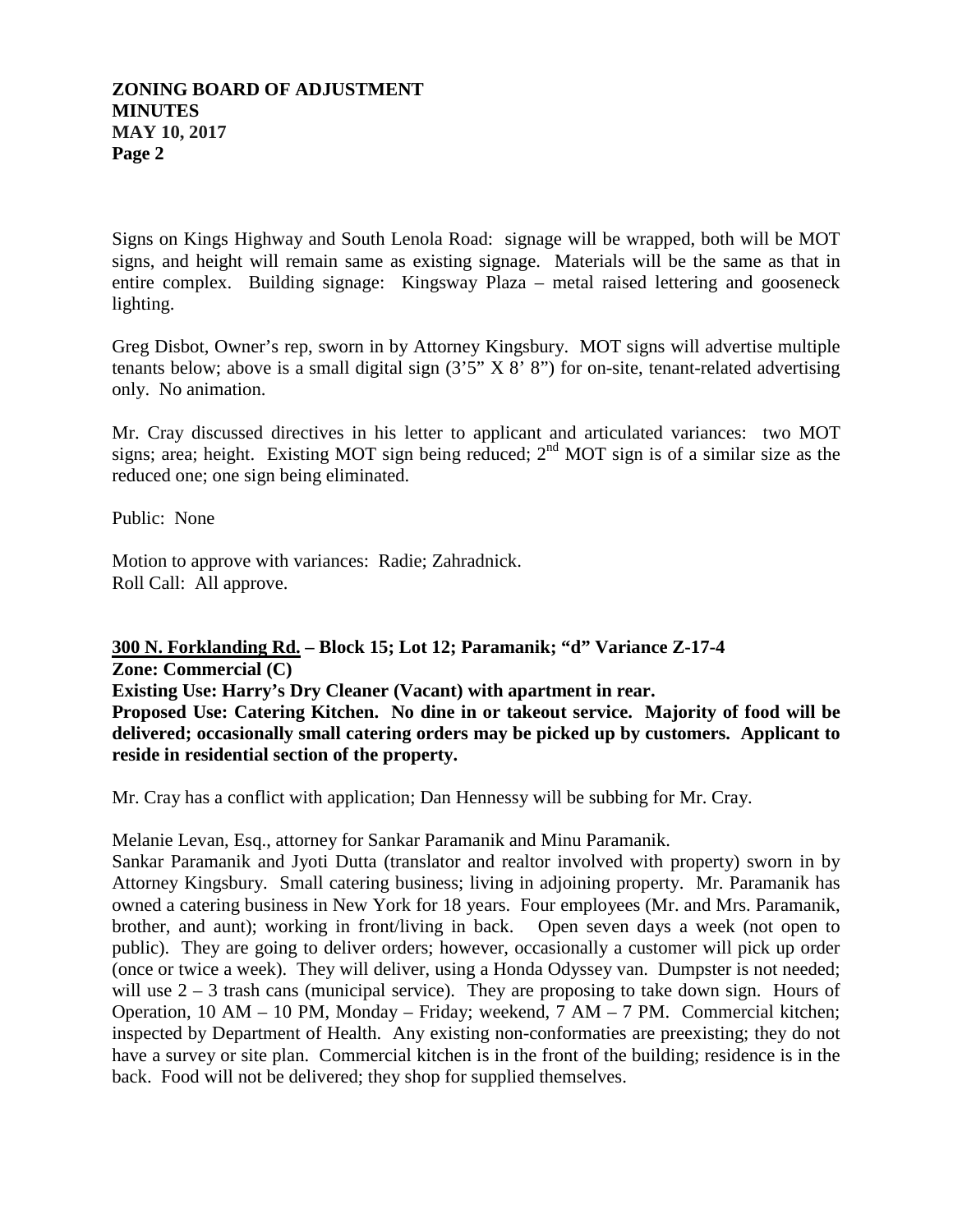Signs on Kings Highway and South Lenola Road: signage will be wrapped, both will be MOT signs, and height will remain same as existing signage. Materials will be the same as that in entire complex. Building signage: Kingsway Plaza – metal raised lettering and gooseneck lighting.

Greg Disbot, Owner's rep, sworn in by Attorney Kingsbury. MOT signs will advertise multiple tenants below; above is a small digital sign (3'5" X 8' 8") for on-site, tenant-related advertising only. No animation.

Mr. Cray discussed directives in his letter to applicant and articulated variances: two MOT signs; area; height. Existing MOT sign being reduced; 2nd MOT sign is of a similar size as the reduced one; one sign being eliminated.

Public: None

Motion to approve with variances: Radie; Zahradnick.
Roll Call: All approve.

**<u>300 N. Forklanding Rd.</u> – Block 15; Lot 12; Paramanik; "d" Variance Z-17-4**
**Zone: Commercial (C)**
**Existing Use: Harry's Dry Cleaner (Vacant) with apartment in rear.**
**Proposed Use: Catering Kitchen. No dine in or takeout service. Majority of food will be delivered; occasionally small catering orders may be picked up by customers. Applicant to reside in residential section of the property.**

Mr. Cray has a conflict with application; Dan Hennessy will be subbing for Mr. Cray.

Melanie Levan, Esq., attorney for Sankar Paramanik and Minu Paramanik.
Sankar Paramanik and Jyoti Dutta (translator and realtor involved with property) sworn in by Attorney Kingsbury. Small catering business; living in adjoining property. Mr. Paramanik has owned a catering business in New York for 18 years. Four employees (Mr. and Mrs. Paramanik, brother, and aunt); working in front/living in back. Open seven days a week (not open to public). They are going to deliver orders; however, occasionally a customer will pick up order (once or twice a week). They will deliver, using a Honda Odyssey van. Dumpster is not needed; will use 2 – 3 trash cans (municipal service). They are proposing to take down sign. Hours of Operation, 10 AM – 10 PM, Monday – Friday; weekend, 7 AM – 7 PM. Commercial kitchen; inspected by Department of Health. Any existing non-conformaties are preexisting; they do not have a survey or site plan. Commercial kitchen is in the front of the building; residence is in the back. Food will not be delivered; they shop for supplied themselves.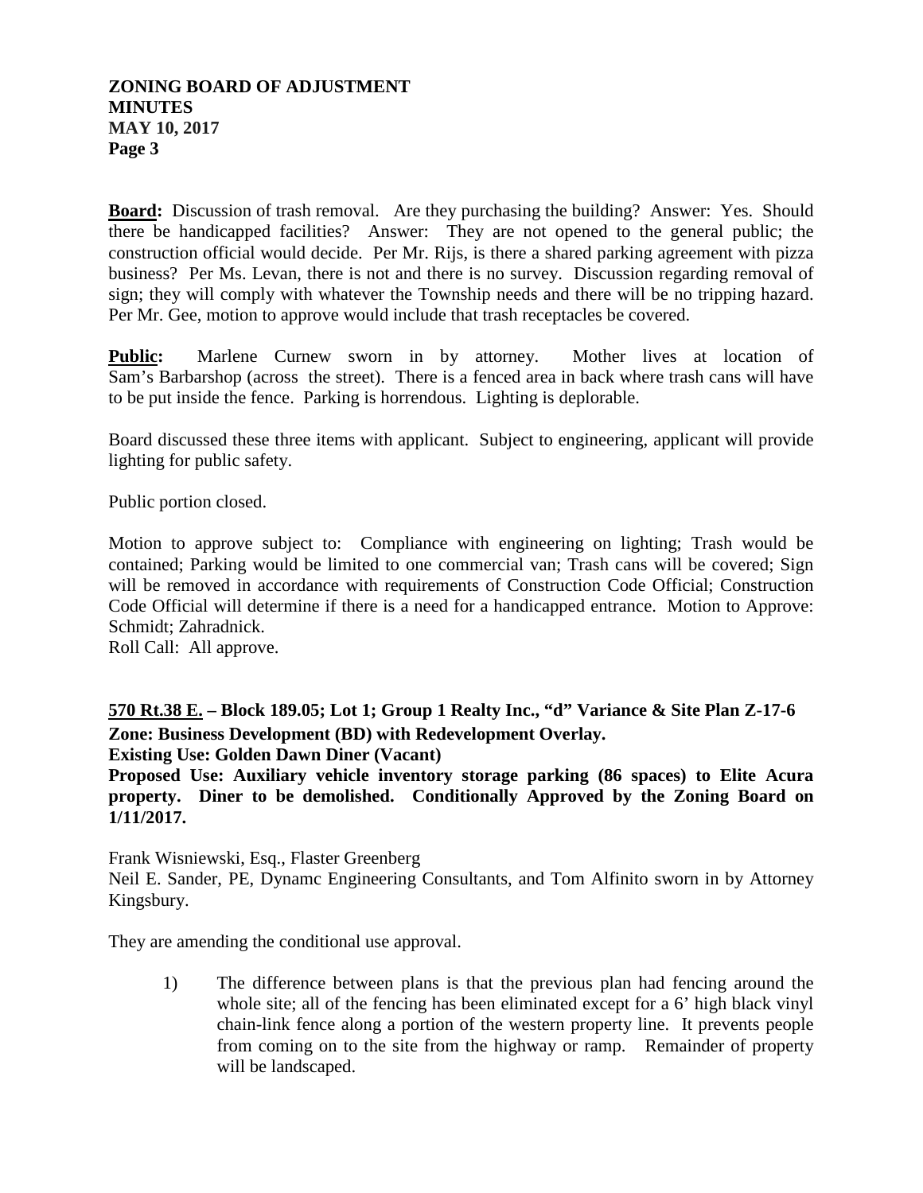**Board:** Discussion of trash removal. Are they purchasing the building? Answer: Yes. Should there be handicapped facilities? Answer: They are not opened to the general public; the construction official would decide. Per Mr. Rijs, is there a shared parking agreement with pizza business? Per Ms. Levan, there is not and there is no survey. Discussion regarding removal of sign; they will comply with whatever the Township needs and there will be no tripping hazard. Per Mr. Gee, motion to approve would include that trash receptacles be covered.

**Public:** Marlene Curnew sworn in by attorney. Mother lives at location of Sam's Barbarshop (across the street). There is a fenced area in back where trash cans will have to be put inside the fence. Parking is horrendous. Lighting is deplorable.

Board discussed these three items with applicant. Subject to engineering, applicant will provide lighting for public safety.

Public portion closed.

Motion to approve subject to: Compliance with engineering on lighting; Trash would be contained; Parking would be limited to one commercial van; Trash cans will be covered; Sign will be removed in accordance with requirements of Construction Code Official; Construction Code Official will determine if there is a need for a handicapped entrance. Motion to Approve: Schmidt; Zahradnick.

Roll Call: All approve.

**<u>570 Rt.38 E.</u> – Block 189.05; Lot 1; Group 1 Realty Inc., "d" Variance & Site Plan Z-17-6**
**Zone: Business Development (BD) with Redevelopment Overlay.**
**Existing Use: Golden Dawn Diner (Vacant)**
**Proposed Use: Auxiliary vehicle inventory storage parking (86 spaces) to Elite Acura property. Diner to be demolished. Conditionally Approved by the Zoning Board on 1/11/2017.**

Frank Wisniewski, Esq., Flaster Greenberg
Neil E. Sander, PE, Dynamc Engineering Consultants, and Tom Alfinito sworn in by Attorney Kingsbury.

They are amending the conditional use approval.

1) The difference between plans is that the previous plan had fencing around the whole site; all of the fencing has been eliminated except for a 6' high black vinyl chain-link fence along a portion of the western property line. It prevents people from coming on to the site from the highway or ramp. Remainder of property will be landscaped.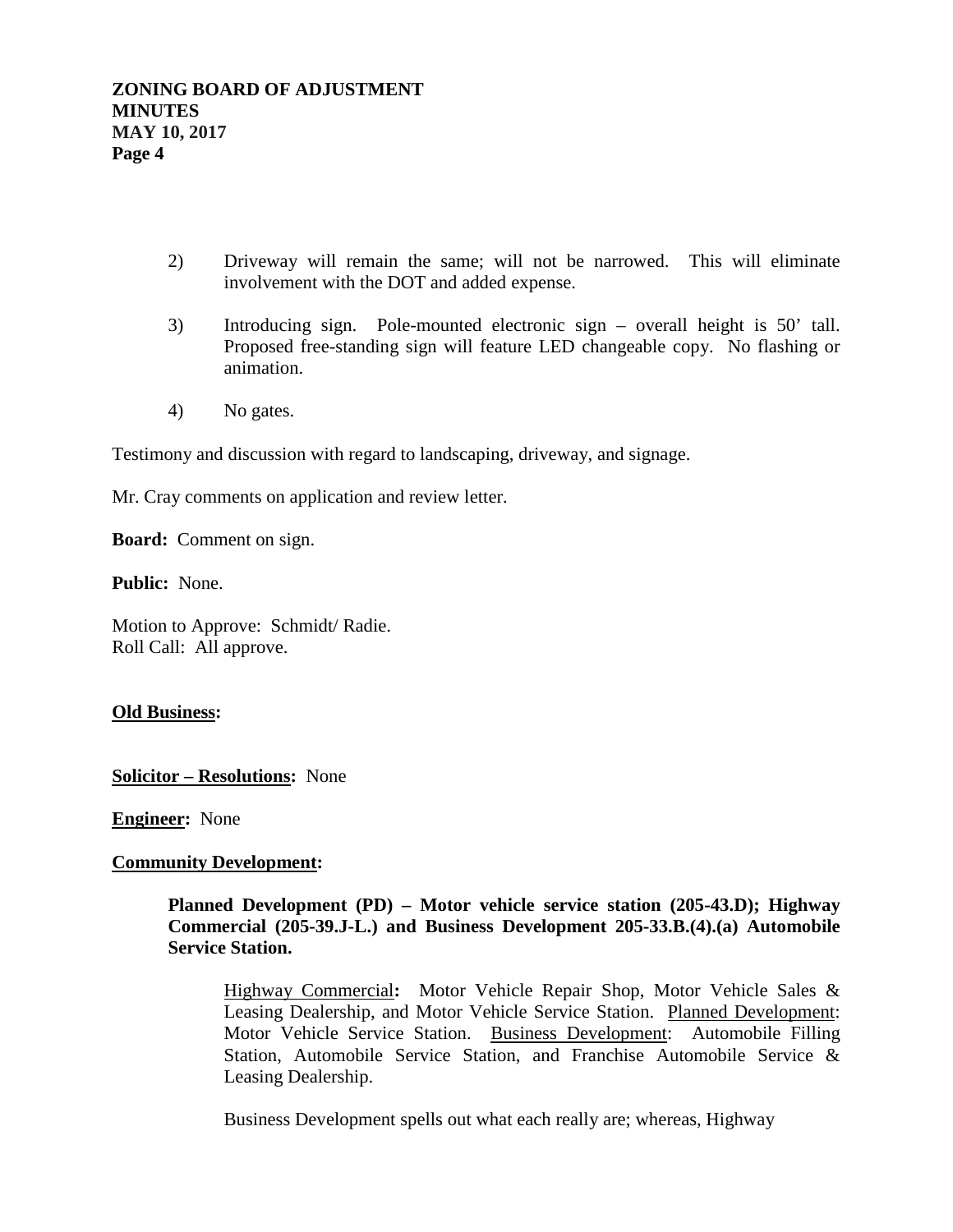2) Driveway will remain the same; will not be narrowed. This will eliminate involvement with the DOT and added expense.

3) Introducing sign. Pole-mounted electronic sign – overall height is 50' tall. Proposed free-standing sign will feature LED changeable copy. No flashing or animation.

4) No gates.

Testimony and discussion with regard to landscaping, driveway, and signage.

Mr. Cray comments on application and review letter.

**Board:** Comment on sign.

**Public:** None.

Motion to Approve: Schmidt/ Radie.
Roll Call: All approve.

**Old Business:**

**Solicitor – Resolutions:** None

**Engineer:** None

**Community Development:**

**Planned Development (PD) – Motor vehicle service station (205-43.D); Highway Commercial (205-39.J-L.) and Business Development 205-33.B.(4).(a) Automobile Service Station.**

Highway Commercial**:** Motor Vehicle Repair Shop, Motor Vehicle Sales & Leasing Dealership, and Motor Vehicle Service Station. Planned Development: Motor Vehicle Service Station. Business Development: Automobile Filling Station, Automobile Service Station, and Franchise Automobile Service & Leasing Dealership.

Business Development spells out what each really are; whereas, Highway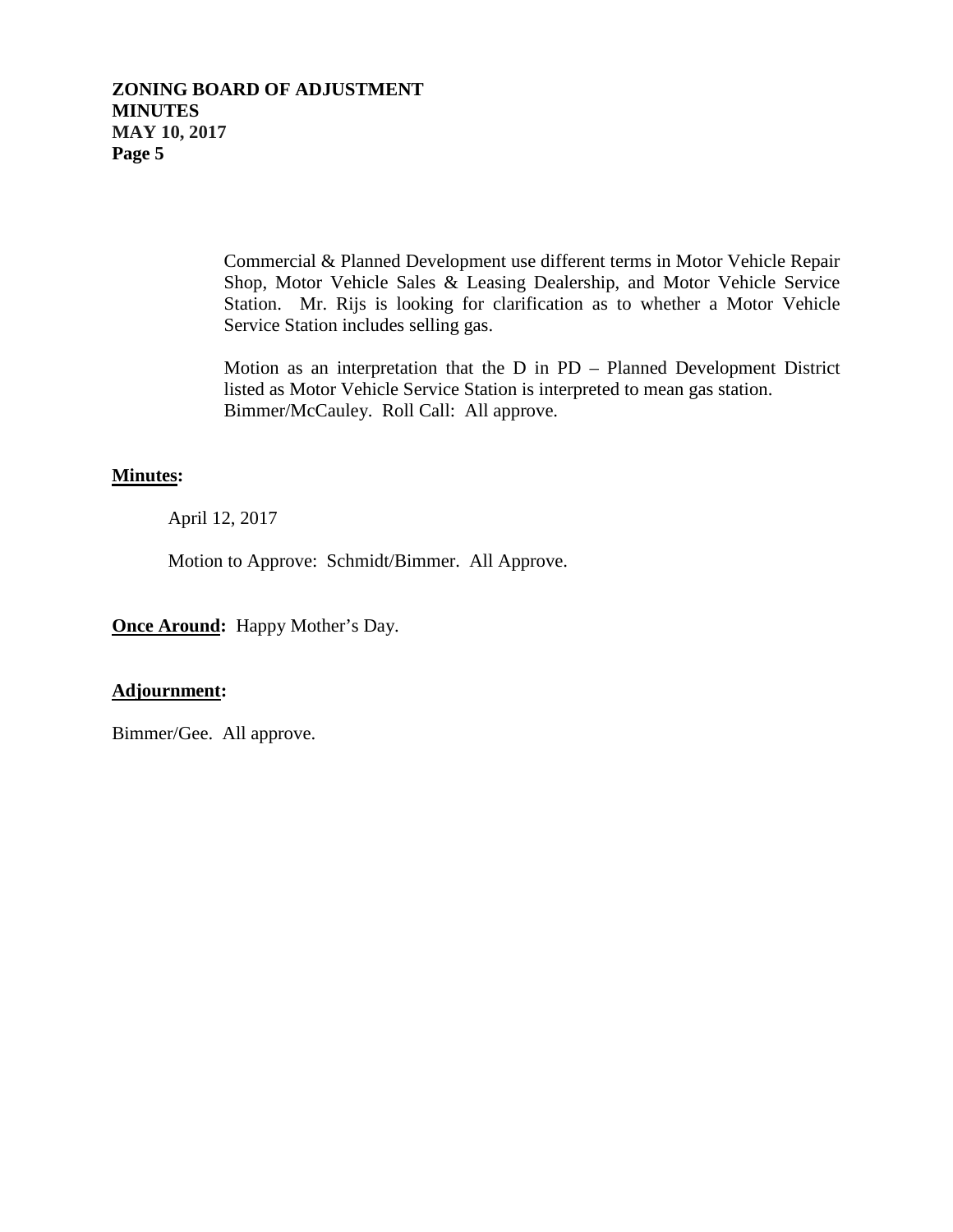Commercial & Planned Development use different terms in Motor Vehicle Repair Shop, Motor Vehicle Sales & Leasing Dealership, and Motor Vehicle Service Station. Mr. Rijs is looking for clarification as to whether a Motor Vehicle Service Station includes selling gas.

Motion as an interpretation that the D in PD – Planned Development District listed as Motor Vehicle Service Station is interpreted to mean gas station. Bimmer/McCauley. Roll Call: All approve.

**Minutes:**

April 12, 2017

Motion to Approve: Schmidt/Bimmer. All Approve.

**Once Around:** Happy Mother's Day.

**Adjournment:**

Bimmer/Gee. All approve.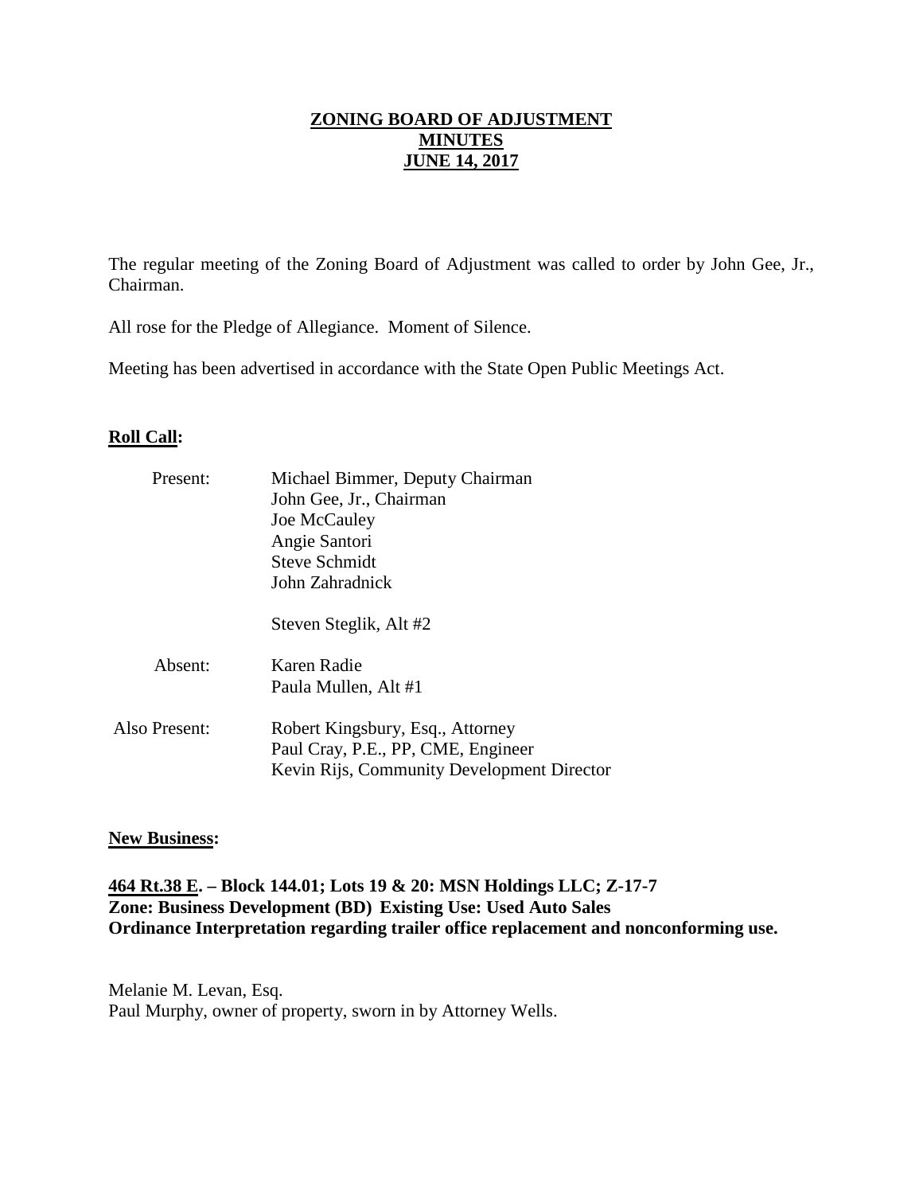# ZONING BOARD OF ADJUSTMENT
# MINUTES
# JUNE 14, 2017

The regular meeting of the Zoning Board of Adjustment was called to order by John Gee, Jr., Chairman.

All rose for the Pledge of Allegiance. Moment of Silence.

Meeting has been advertised in accordance with the State Open Public Meetings Act.

**Roll Call:**

| | |
|---|---|
| Present: | Michael Bimmer, Deputy Chairman |
| | John Gee, Jr., Chairman |
| | Joe McCauley |
| | Angie Santori |
| | Steve Schmidt |
| | John Zahradnick |
| | |
| | Steven Steglik, Alt #2 |
| Absent: | Karen Radie |
| | Paula Mullen, Alt #1 |
| Also Present: | Robert Kingsbury, Esq., Attorney |
| | Paul Cray, P.E., PP, CME, Engineer |
| | Kevin Rijs, Community Development Director |

**New Business:**

**464 Rt.38 E. – Block 144.01; Lots 19 & 20: MSN Holdings LLC; Z-17-7**
**Zone: Business Development (BD) Existing Use: Used Auto Sales**
**Ordinance Interpretation regarding trailer office replacement and nonconforming use.**

Melanie M. Levan, Esq.
Paul Murphy, owner of property, sworn in by Attorney Wells.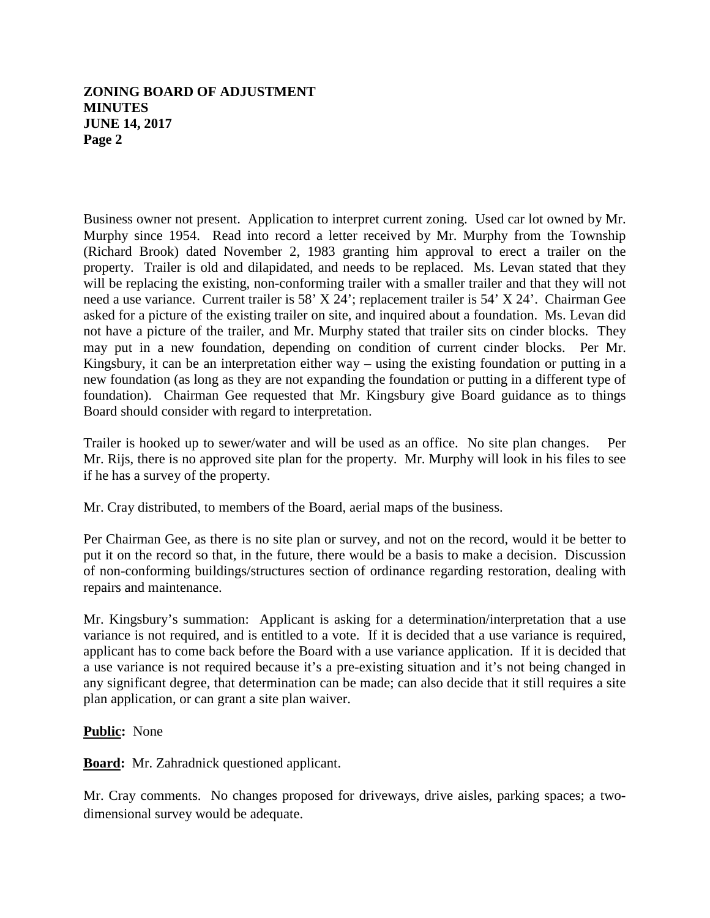Business owner not present. Application to interpret current zoning. Used car lot owned by Mr. Murphy since 1954. Read into record a letter received by Mr. Murphy from the Township (Richard Brook) dated November 2, 1983 granting him approval to erect a trailer on the property. Trailer is old and dilapidated, and needs to be replaced. Ms. Levan stated that they will be replacing the existing, non-conforming trailer with a smaller trailer and that they will not need a use variance. Current trailer is 58' X 24'; replacement trailer is 54' X 24'. Chairman Gee asked for a picture of the existing trailer on site, and inquired about a foundation. Ms. Levan did not have a picture of the trailer, and Mr. Murphy stated that trailer sits on cinder blocks. They may put in a new foundation, depending on condition of current cinder blocks. Per Mr. Kingsbury, it can be an interpretation either way – using the existing foundation or putting in a new foundation (as long as they are not expanding the foundation or putting in a different type of foundation). Chairman Gee requested that Mr. Kingsbury give Board guidance as to things Board should consider with regard to interpretation.

Trailer is hooked up to sewer/water and will be used as an office. No site plan changes. Per Mr. Rijs, there is no approved site plan for the property. Mr. Murphy will look in his files to see if he has a survey of the property.

Mr. Cray distributed, to members of the Board, aerial maps of the business.

Per Chairman Gee, as there is no site plan or survey, and not on the record, would it be better to put it on the record so that, in the future, there would be a basis to make a decision. Discussion of non-conforming buildings/structures section of ordinance regarding restoration, dealing with repairs and maintenance.

Mr. Kingsbury's summation: Applicant is asking for a determination/interpretation that a use variance is not required, and is entitled to a vote. If it is decided that a use variance is required, applicant has to come back before the Board with a use variance application. If it is decided that a use variance is not required because it's a pre-existing situation and it's not being changed in any significant degree, that determination can be made; can also decide that it still requires a site plan application, or can grant a site plan waiver.

**Public:** None

**Board:** Mr. Zahradnick questioned applicant.

Mr. Cray comments. No changes proposed for driveways, drive aisles, parking spaces; a two-dimensional survey would be adequate.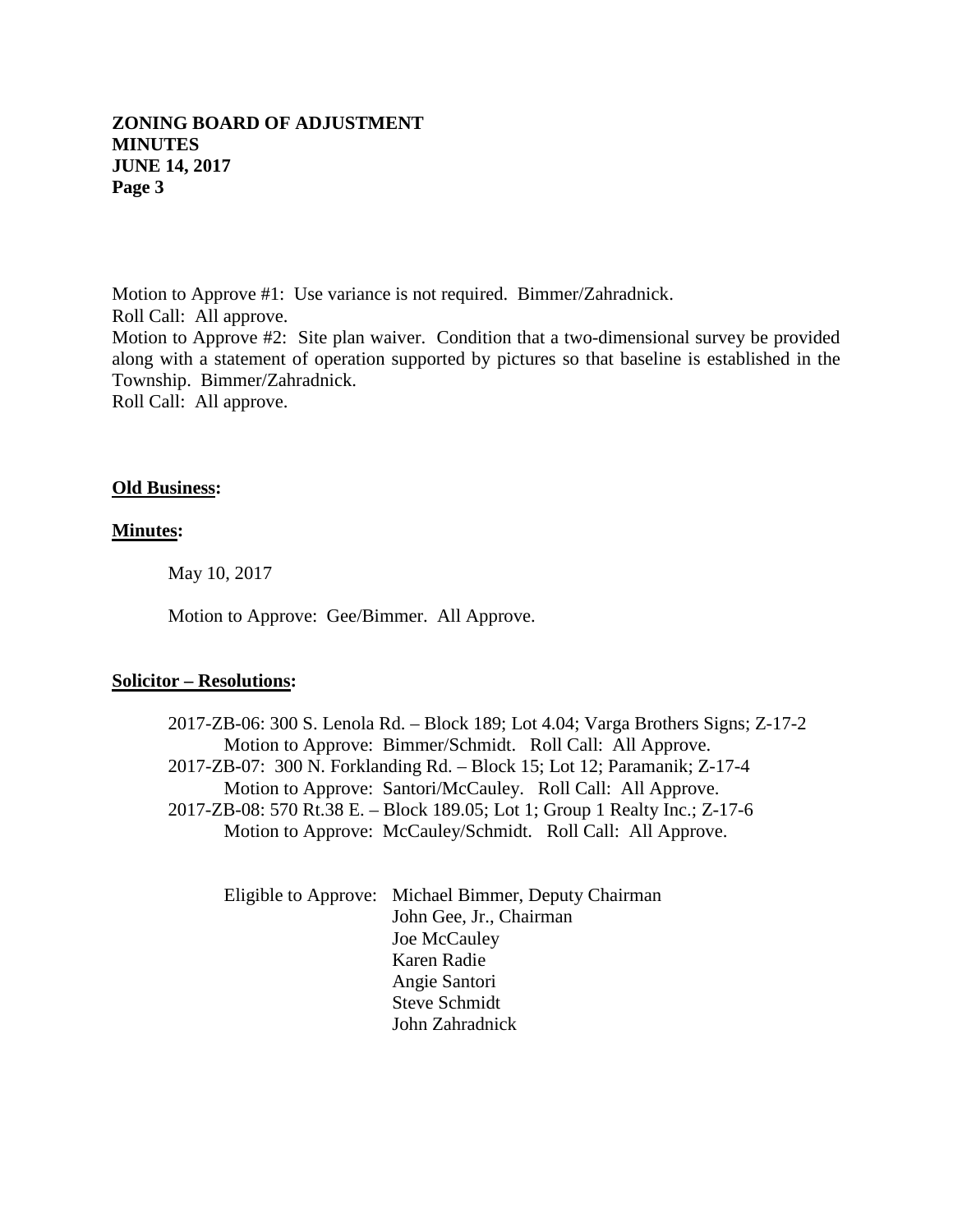Motion to Approve #1: Use variance is not required. Bimmer/Zahradnick.
Roll Call: All approve.
Motion to Approve #2: Site plan waiver. Condition that a two-dimensional survey be provided along with a statement of operation supported by pictures so that baseline is established in the Township. Bimmer/Zahradnick.
Roll Call: All approve.

**Old Business:**

**Minutes:**

May 10, 2017

Motion to Approve: Gee/Bimmer. All Approve.

**Solicitor – Resolutions:**

2017-ZB-06: 300 S. Lenola Rd. – Block 189; Lot 4.04; Varga Brothers Signs; Z-17-2
Motion to Approve: Bimmer/Schmidt. Roll Call: All Approve.
2017-ZB-07: 300 N. Forklanding Rd. – Block 15; Lot 12; Paramanik; Z-17-4
Motion to Approve: Santori/McCauley. Roll Call: All Approve.
2017-ZB-08: 570 Rt.38 E. – Block 189.05; Lot 1; Group 1 Realty Inc.; Z-17-6
Motion to Approve: McCauley/Schmidt. Roll Call: All Approve.

Eligible to Approve: Michael Bimmer, Deputy Chairman
John Gee, Jr., Chairman
Joe McCauley
Karen Radie
Angie Santori
Steve Schmidt
John Zahradnick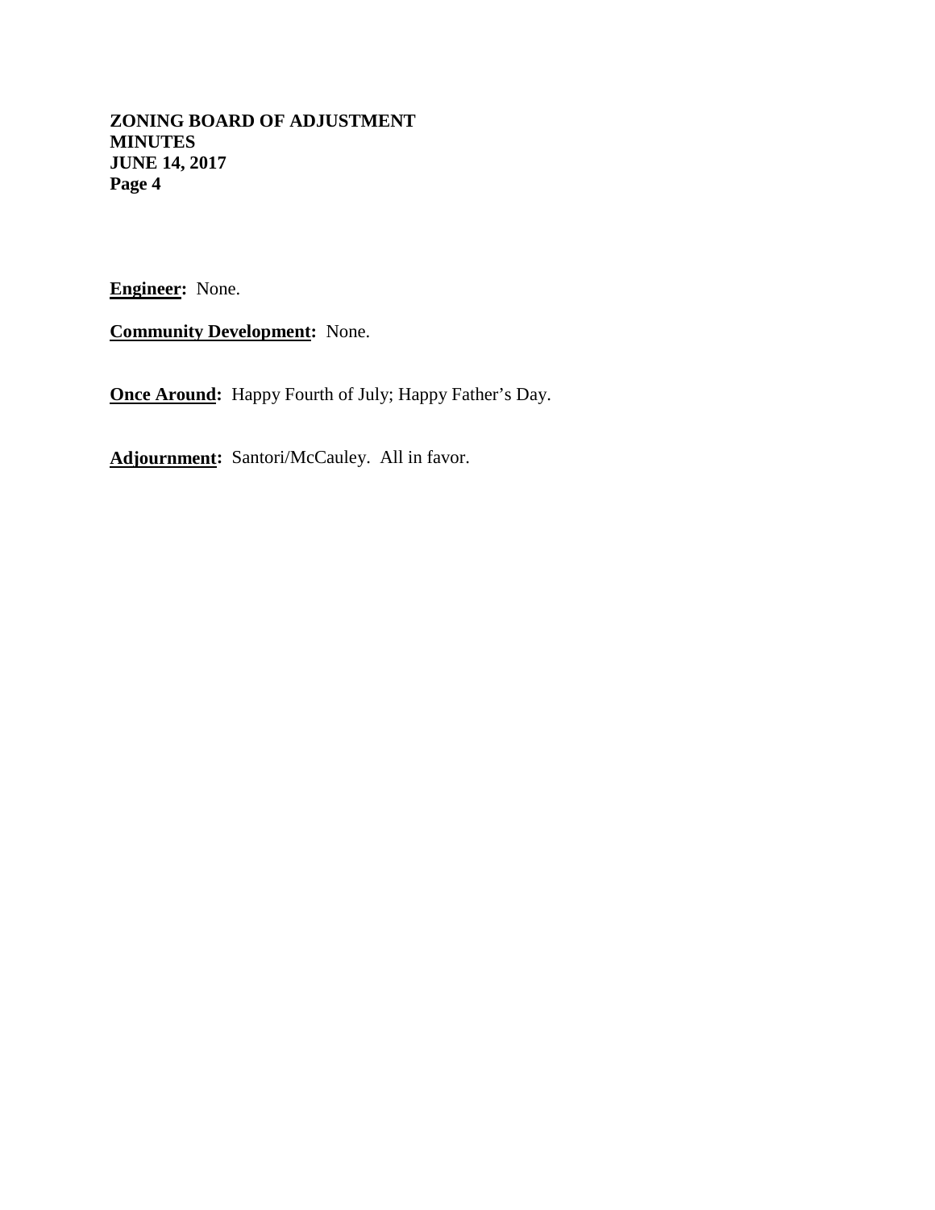**Engineer:** None.

**Community Development:** None.

**Once Around:** Happy Fourth of July; Happy Father's Day.

**Adjournment:** Santori/McCauley. All in favor.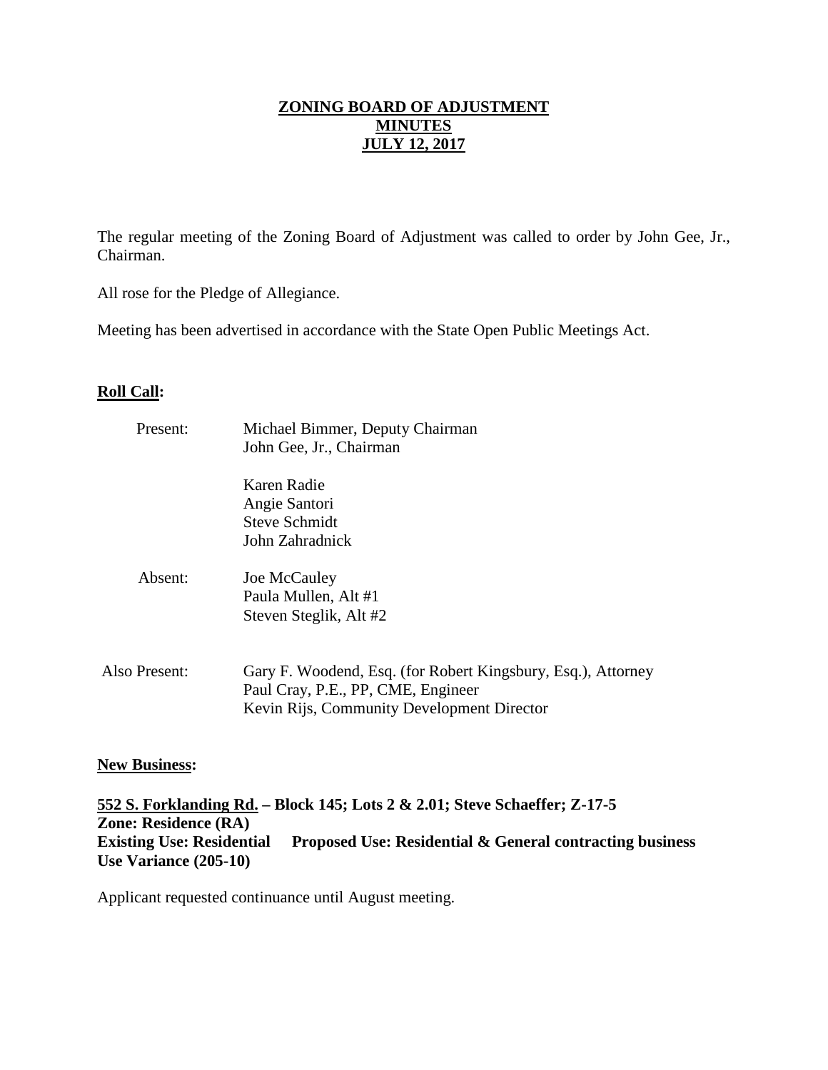**ZONING BOARD OF ADJUSTMENT**
**MINUTES**
**JULY 12, 2017**

The regular meeting of the Zoning Board of Adjustment was called to order by John Gee, Jr., Chairman.

All rose for the Pledge of Allegiance.

Meeting has been advertised in accordance with the State Open Public Meetings Act.

**Roll Call:**

Present:
Michael Bimmer, Deputy Chairman
John Gee, Jr., Chairman

Karen Radie
Angie Santori
Steve Schmidt
John Zahradnick

Absent:
Joe McCauley
Paula Mullen, Alt #1
Steven Steglik, Alt #2

Also Present:
Gary F. Woodend, Esq. (for Robert Kingsbury, Esq.), Attorney
Paul Cray, P.E., PP, CME, Engineer
Kevin Rijs, Community Development Director

**New Business:**

**552 S. Forklanding Rd. – Block 145; Lots 2 & 2.01; Steve Schaeffer; Z-17-5**
**Zone: Residence (RA)**
**Existing Use: Residential Proposed Use: Residential & General contracting business**
**Use Variance (205-10)**

Applicant requested continuance until August meeting.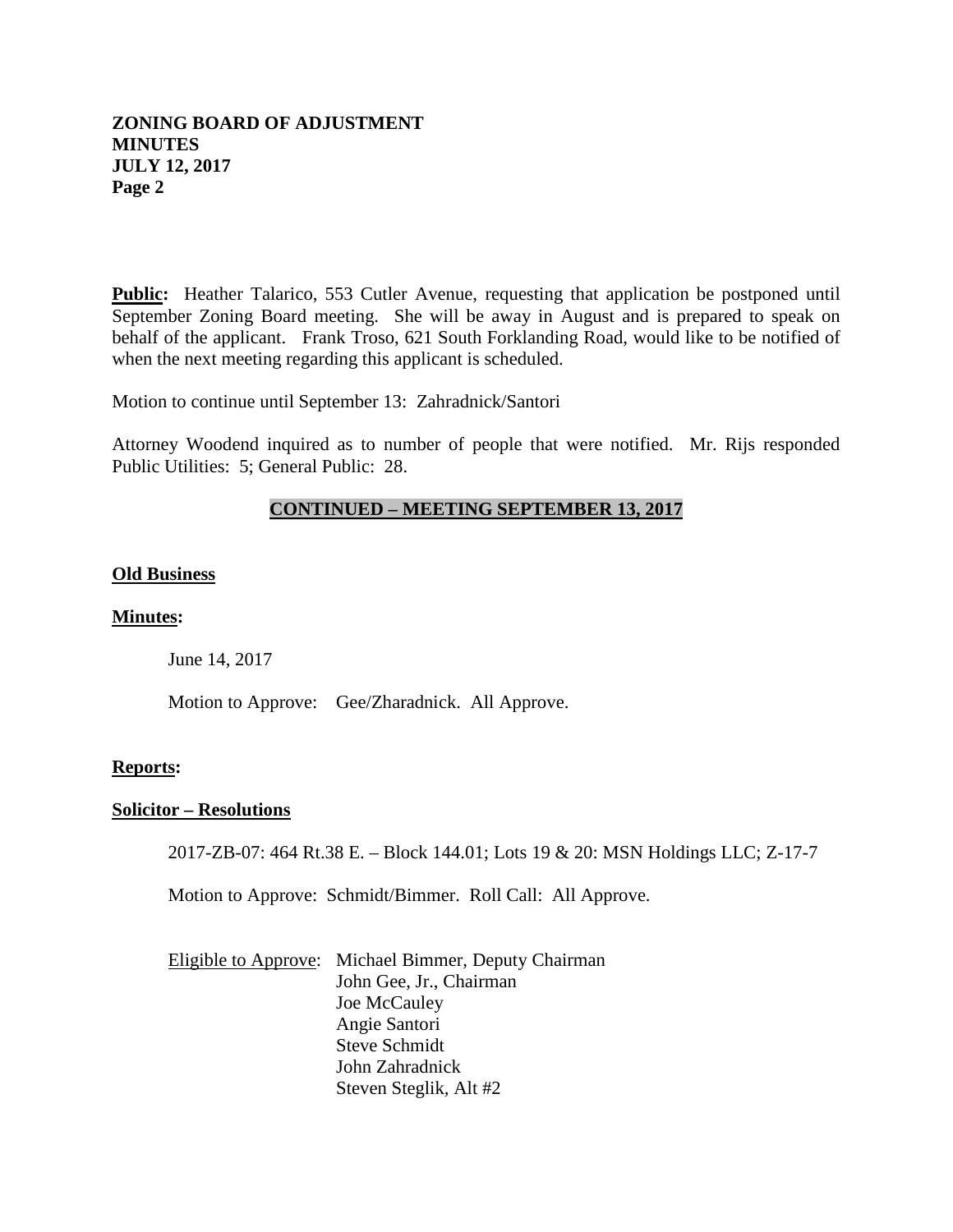**Public:** Heather Talarico, 553 Cutler Avenue, requesting that application be postponed until September Zoning Board meeting. She will be away in August and is prepared to speak on behalf of the applicant. Frank Troso, 621 South Forklanding Road, would like to be notified of when the next meeting regarding this applicant is scheduled.

Motion to continue until September 13: Zahradnick/Santori

Attorney Woodend inquired as to number of people that were notified. Mr. Rijs responded Public Utilities: 5; General Public: 28.

**CONTINUED – MEETING SEPTEMBER 13, 2017**

**Old Business**

**Minutes:**

June 14, 2017

Motion to Approve: Gee/Zharadnick. All Approve.

**Reports:**

**Solicitor – Resolutions**

2017-ZB-07: 464 Rt.38 E. – Block 144.01; Lots 19 & 20: MSN Holdings LLC; Z-17-7

Motion to Approve: Schmidt/Bimmer. Roll Call: All Approve.

Eligible to Approve: Michael Bimmer, Deputy Chairman
John Gee, Jr., Chairman
Joe McCauley
Angie Santori
Steve Schmidt
John Zahradnick
Steven Steglik, Alt #2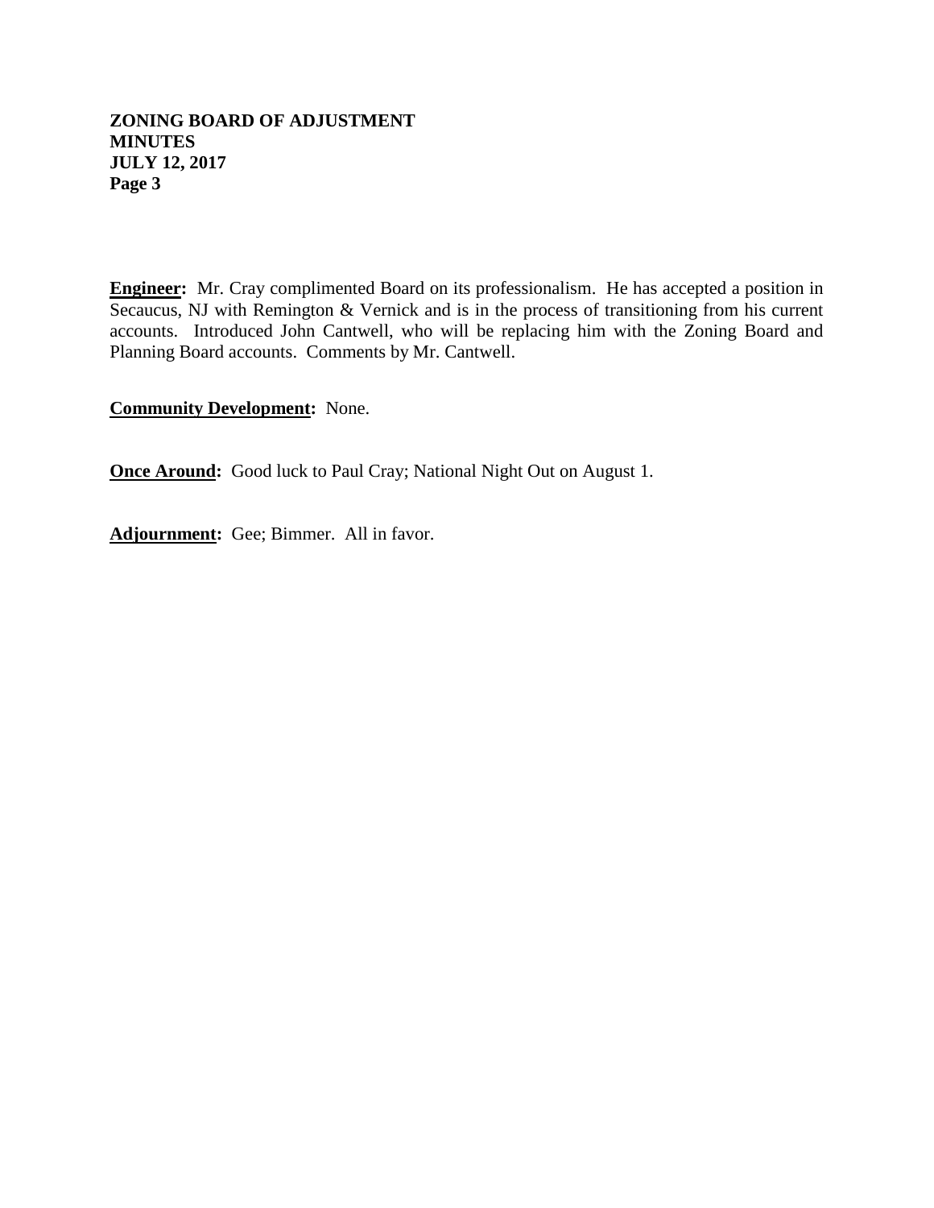**Engineer:** Mr. Cray complimented Board on its professionalism. He has accepted a position in Secaucus, NJ with Remington & Vernick and is in the process of transitioning from his current accounts. Introduced John Cantwell, who will be replacing him with the Zoning Board and Planning Board accounts. Comments by Mr. Cantwell.

**Community Development:** None.

**Once Around:** Good luck to Paul Cray; National Night Out on August 1.

**Adjournment:** Gee; Bimmer. All in favor.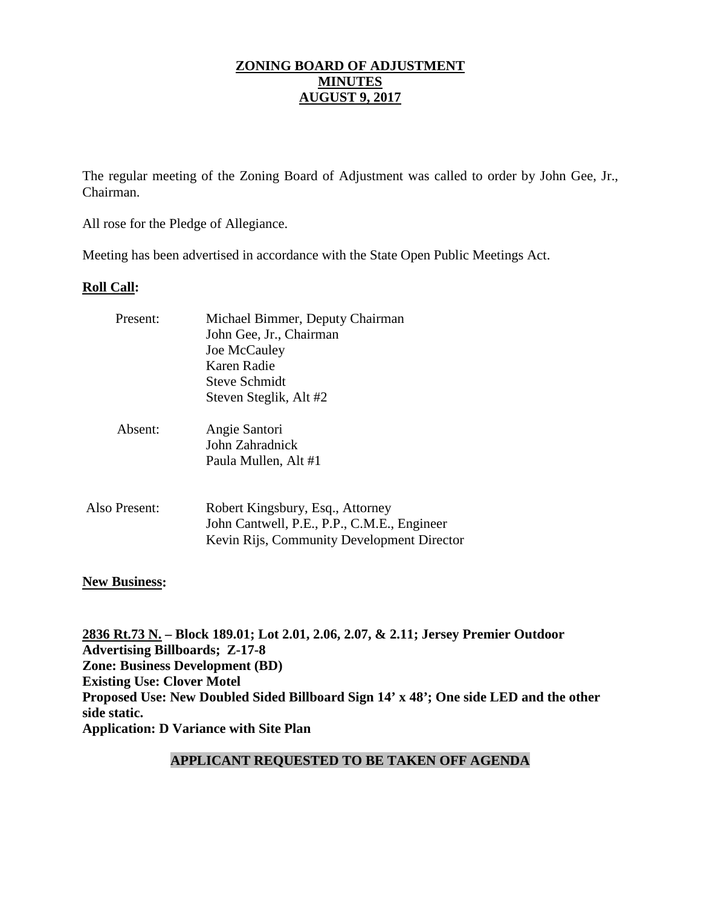**ZONING BOARD OF ADJUSTMENT**
**MINUTES**
**AUGUST 9, 2017**

The regular meeting of the Zoning Board of Adjustment was called to order by John Gee, Jr., Chairman.

All rose for the Pledge of Allegiance.

Meeting has been advertised in accordance with the State Open Public Meetings Act.

**Roll Call:**

| | |
|---|---|
| Present: | Michael Bimmer, Deputy Chairman<br>John Gee, Jr., Chairman<br>Joe McCauley<br>Karen Radie<br>Steve Schmidt<br>Steven Steglik, Alt #2 |
| Absent: | Angie Santori<br>John Zahradnick<br>Paula Mullen, Alt #1 |
| Also Present: | Robert Kingsbury, Esq., Attorney<br>John Cantwell, P.E., P.P., C.M.E., Engineer<br>Kevin Rijs, Community Development Director |

**New Business:**

**2836 Rt.73 N. – Block 189.01; Lot 2.01, 2.06, 2.07, & 2.11; Jersey Premier Outdoor Advertising Billboards; Z-17-8**
**Zone: Business Development (BD)**
**Existing Use: Clover Motel**
**Proposed Use: New Doubled Sided Billboard Sign 14' x 48'; One side LED and the other side static.**
**Application: D Variance with Site Plan**

**APPLICANT REQUESTED TO BE TAKEN OFF AGENDA**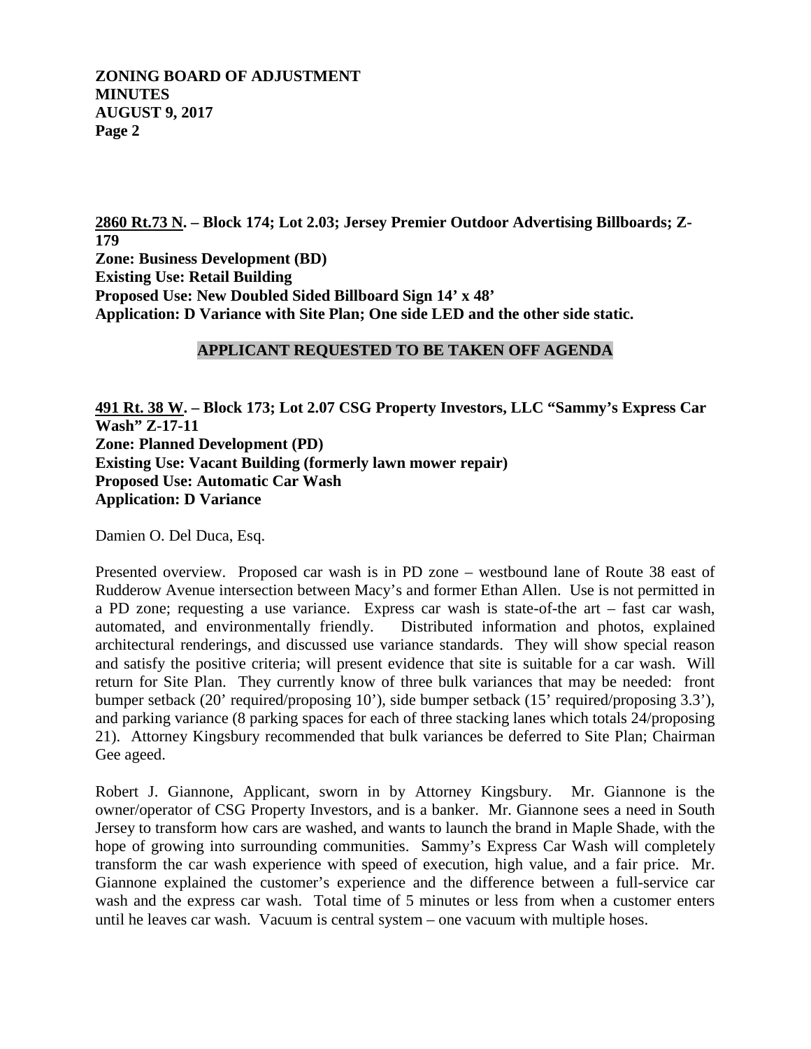**2860 Rt.73 N. – Block 174; Lot 2.03; Jersey Premier Outdoor Advertising Billboards; Z-179**
**Zone: Business Development (BD)**
**Existing Use: Retail Building**
**Proposed Use: New Doubled Sided Billboard Sign 14' x 48'**
**Application: D Variance with Site Plan; One side LED and the other side static.**

**APPLICANT REQUESTED TO BE TAKEN OFF AGENDA**

**491 Rt. 38 W. – Block 173; Lot 2.07 CSG Property Investors, LLC "Sammy's Express Car Wash" Z-17-11**
**Zone: Planned Development (PD)**
**Existing Use: Vacant Building (formerly lawn mower repair)**
**Proposed Use: Automatic Car Wash**
**Application: D Variance**

Damien O. Del Duca, Esq.

Presented overview. Proposed car wash is in PD zone – westbound lane of Route 38 east of Rudderow Avenue intersection between Macy's and former Ethan Allen. Use is not permitted in a PD zone; requesting a use variance. Express car wash is state-of-the art – fast car wash, automated, and environmentally friendly. Distributed information and photos, explained architectural renderings, and discussed use variance standards. They will show special reason and satisfy the positive criteria; will present evidence that site is suitable for a car wash. Will return for Site Plan. They currently know of three bulk variances that may be needed: front bumper setback (20' required/proposing 10'), side bumper setback (15' required/proposing 3.3'), and parking variance (8 parking spaces for each of three stacking lanes which totals 24/proposing 21). Attorney Kingsbury recommended that bulk variances be deferred to Site Plan; Chairman Gee ageed.

Robert J. Giannone, Applicant, sworn in by Attorney Kingsbury. Mr. Giannone is the owner/operator of CSG Property Investors, and is a banker. Mr. Giannone sees a need in South Jersey to transform how cars are washed, and wants to launch the brand in Maple Shade, with the hope of growing into surrounding communities. Sammy's Express Car Wash will completely transform the car wash experience with speed of execution, high value, and a fair price. Mr. Giannone explained the customer's experience and the difference between a full-service car wash and the express car wash. Total time of 5 minutes or less from when a customer enters until he leaves car wash. Vacuum is central system – one vacuum with multiple hoses.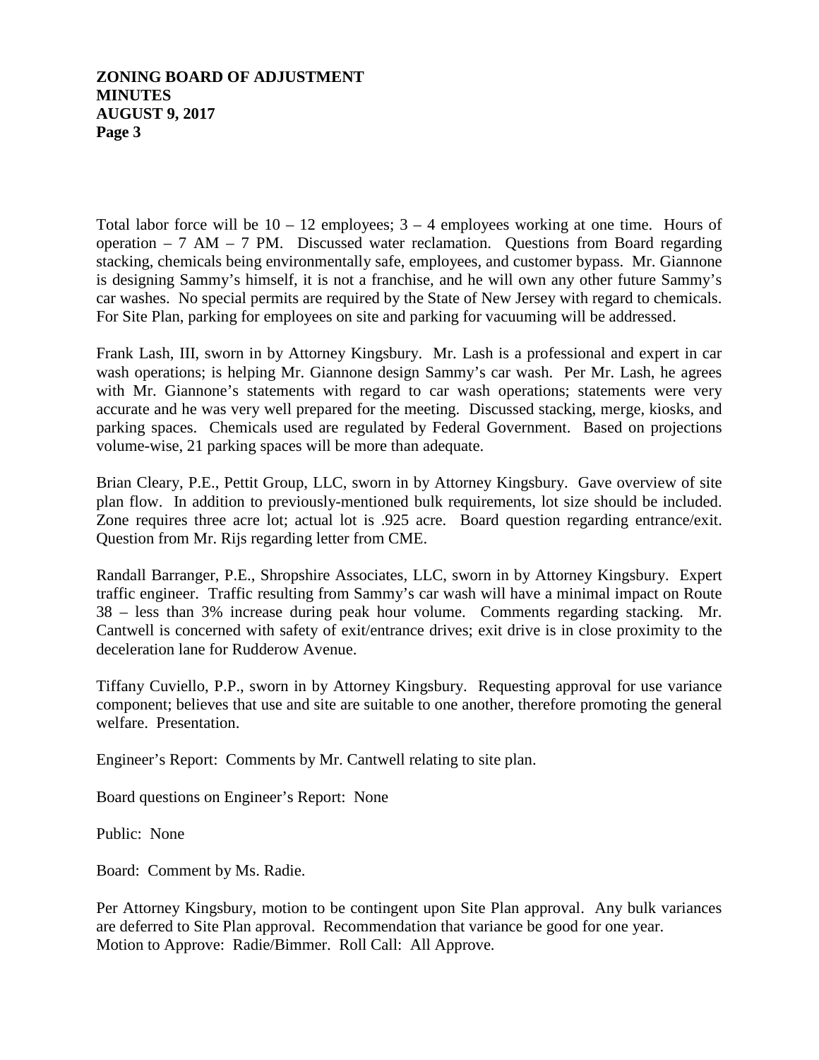Total labor force will be 10 – 12 employees; 3 – 4 employees working at one time. Hours of operation – 7 AM – 7 PM. Discussed water reclamation. Questions from Board regarding stacking, chemicals being environmentally safe, employees, and customer bypass. Mr. Giannone is designing Sammy's himself, it is not a franchise, and he will own any other future Sammy's car washes. No special permits are required by the State of New Jersey with regard to chemicals. For Site Plan, parking for employees on site and parking for vacuuming will be addressed.

Frank Lash, III, sworn in by Attorney Kingsbury. Mr. Lash is a professional and expert in car wash operations; is helping Mr. Giannone design Sammy's car wash. Per Mr. Lash, he agrees with Mr. Giannone's statements with regard to car wash operations; statements were very accurate and he was very well prepared for the meeting. Discussed stacking, merge, kiosks, and parking spaces. Chemicals used are regulated by Federal Government. Based on projections volume-wise, 21 parking spaces will be more than adequate.

Brian Cleary, P.E., Pettit Group, LLC, sworn in by Attorney Kingsbury. Gave overview of site plan flow. In addition to previously-mentioned bulk requirements, lot size should be included. Zone requires three acre lot; actual lot is .925 acre. Board question regarding entrance/exit. Question from Mr. Rijs regarding letter from CME.

Randall Barranger, P.E., Shropshire Associates, LLC, sworn in by Attorney Kingsbury. Expert traffic engineer. Traffic resulting from Sammy's car wash will have a minimal impact on Route 38 – less than 3% increase during peak hour volume. Comments regarding stacking. Mr. Cantwell is concerned with safety of exit/entrance drives; exit drive is in close proximity to the deceleration lane for Rudderow Avenue.

Tiffany Cuviello, P.P., sworn in by Attorney Kingsbury. Requesting approval for use variance component; believes that use and site are suitable to one another, therefore promoting the general welfare. Presentation.

Engineer's Report: Comments by Mr. Cantwell relating to site plan.

Board questions on Engineer's Report: None

Public: None

Board: Comment by Ms. Radie.

Per Attorney Kingsbury, motion to be contingent upon Site Plan approval. Any bulk variances are deferred to Site Plan approval. Recommendation that variance be good for one year.
Motion to Approve: Radie/Bimmer. Roll Call: All Approve.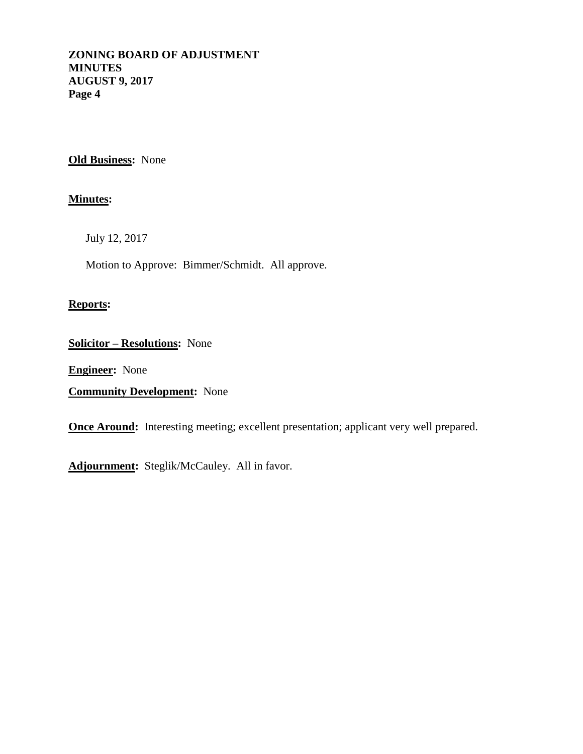**Old Business:** None

**Minutes:**

July 12, 2017

Motion to Approve: Bimmer/Schmidt. All approve.

**Reports:**

**Solicitor – Resolutions:** None

**Engineer:** None

**Community Development:** None

**Once Around:** Interesting meeting; excellent presentation; applicant very well prepared.

**Adjournment:** Steglik/McCauley. All in favor.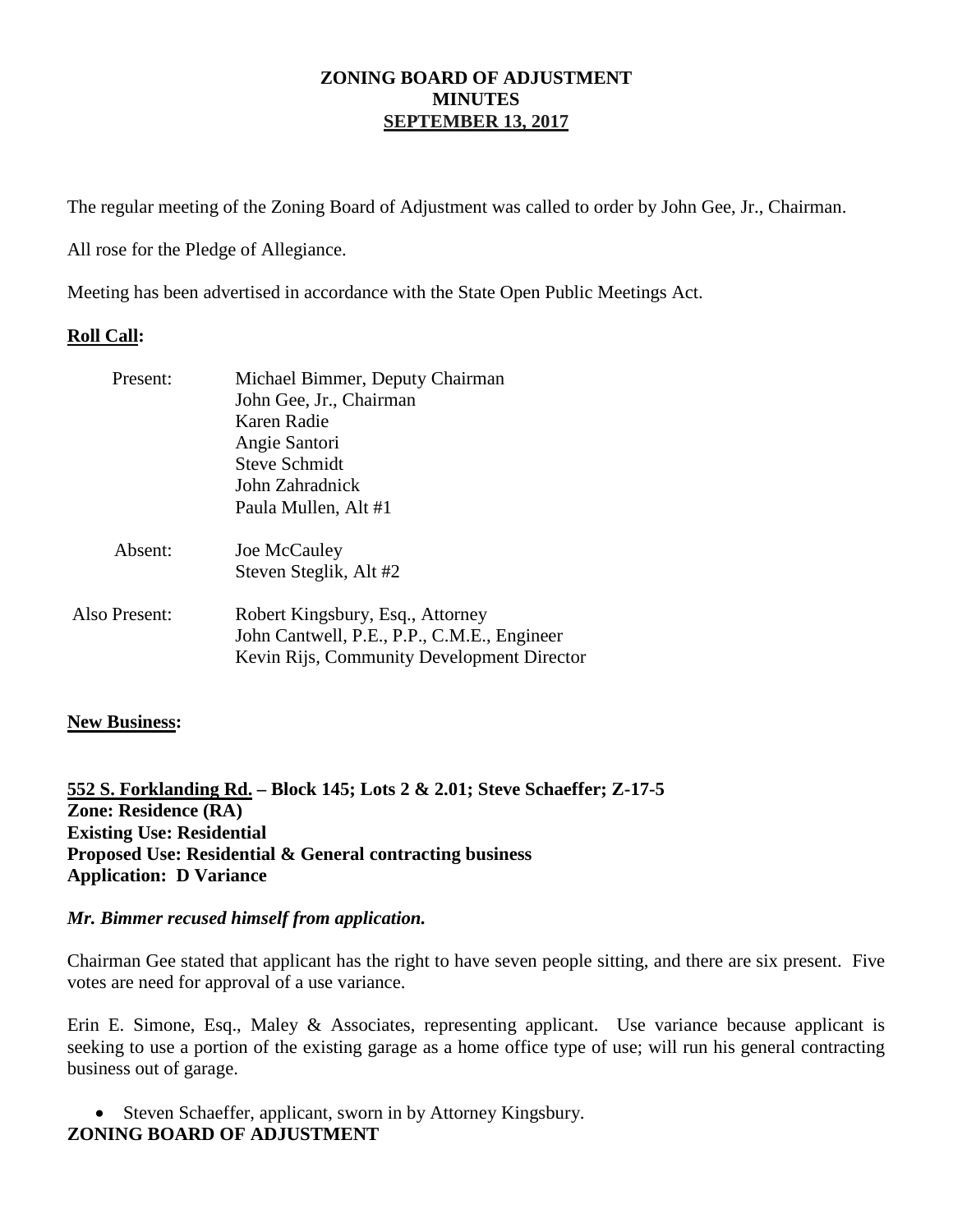# ZONING BOARD OF ADJUSTMENT
# MINUTES
# SEPTEMBER 13, 2017

The regular meeting of the Zoning Board of Adjustment was called to order by John Gee, Jr., Chairman.

All rose for the Pledge of Allegiance.

Meeting has been advertised in accordance with the State Open Public Meetings Act.

**Roll Call:**

| | |
|---|---|
| Present: | Michael Bimmer, Deputy Chairman<br>John Gee, Jr., Chairman<br>Karen Radie<br>Angie Santori<br>Steve Schmidt<br>John Zahradnick<br>Paula Mullen, Alt #1 |
| Absent: | Joe McCauley<br>Steven Steglik, Alt #2 |
| Also Present: | Robert Kingsbury, Esq., Attorney<br>John Cantwell, P.E., P.P., C.M.E., Engineer<br>Kevin Rijs, Community Development Director |

**New Business:**

**552 S. Forklanding Rd. – Block 145; Lots 2 & 2.01; Steve Schaeffer; Z-17-5**
**Zone: Residence (RA)**
**Existing Use: Residential**
**Proposed Use: Residential & General contracting business**
**Application: D Variance**

***Mr. Bimmer recused himself from application.***

Chairman Gee stated that applicant has the right to have seven people sitting, and there are six present. Five votes are need for approval of a use variance.

Erin E. Simone, Esq., Maley & Associates, representing applicant. Use variance because applicant is seeking to use a portion of the existing garage as a home office type of use; will run his general contracting business out of garage.

- Steven Schaeffer, applicant, sworn in by Attorney Kingsbury.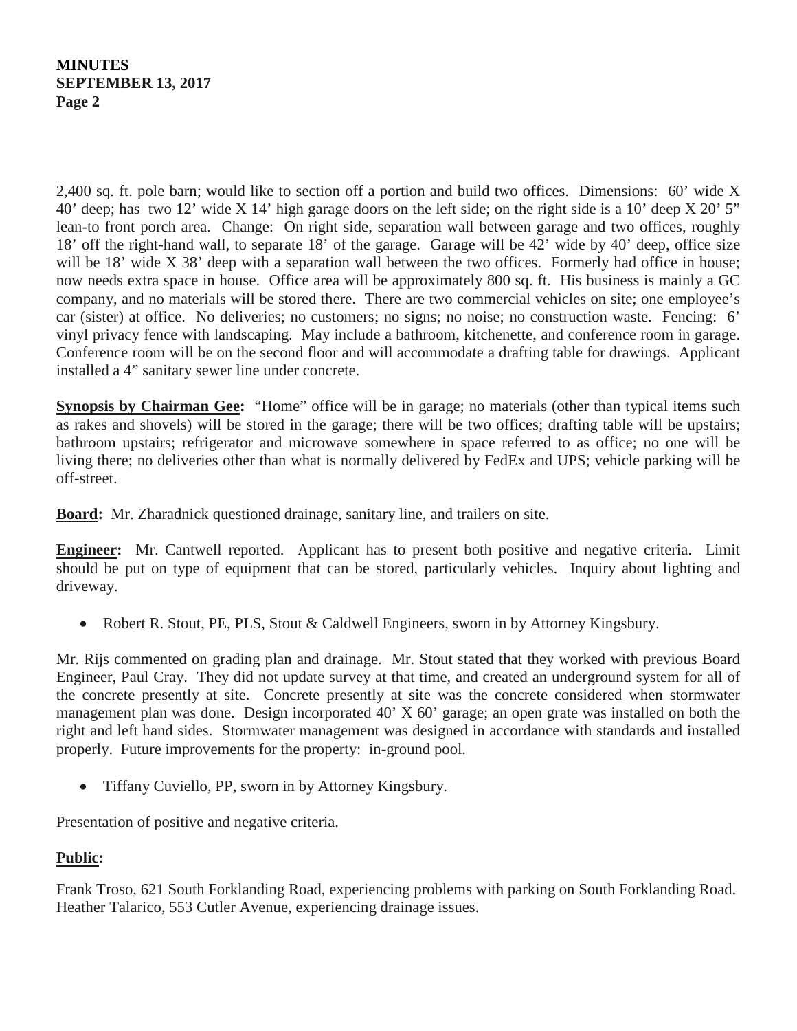2,400 sq. ft. pole barn; would like to section off a portion and build two offices. Dimensions: 60' wide X 40' deep; has two 12' wide X 14' high garage doors on the left side; on the right side is a 10' deep X 20' 5" lean-to front porch area. Change: On right side, separation wall between garage and two offices, roughly 18' off the right-hand wall, to separate 18' of the garage. Garage will be 42' wide by 40' deep, office size will be 18' wide X 38' deep with a separation wall between the two offices. Formerly had office in house; now needs extra space in house. Office area will be approximately 800 sq. ft. His business is mainly a GC company, and no materials will be stored there. There are two commercial vehicles on site; one employee's car (sister) at office. No deliveries; no customers; no signs; no noise; no construction waste. Fencing: 6' vinyl privacy fence with landscaping. May include a bathroom, kitchenette, and conference room in garage. Conference room will be on the second floor and will accommodate a drafting table for drawings. Applicant installed a 4" sanitary sewer line under concrete.

**Synopsis by Chairman Gee:** "Home" office will be in garage; no materials (other than typical items such as rakes and shovels) will be stored in the garage; there will be two offices; drafting table will be upstairs; bathroom upstairs; refrigerator and microwave somewhere in space referred to as office; no one will be living there; no deliveries other than what is normally delivered by FedEx and UPS; vehicle parking will be off-street.

**Board:** Mr. Zharadnick questioned drainage, sanitary line, and trailers on site.

**Engineer:** Mr. Cantwell reported. Applicant has to present both positive and negative criteria. Limit should be put on type of equipment that can be stored, particularly vehicles. Inquiry about lighting and driveway.

- Robert R. Stout, PE, PLS, Stout & Caldwell Engineers, sworn in by Attorney Kingsbury.

Mr. Rijs commented on grading plan and drainage. Mr. Stout stated that they worked with previous Board Engineer, Paul Cray. They did not update survey at that time, and created an underground system for all of the concrete presently at site. Concrete presently at site was the concrete considered when stormwater management plan was done. Design incorporated 40' X 60' garage; an open grate was installed on both the right and left hand sides. Stormwater management was designed in accordance with standards and installed properly. Future improvements for the property: in-ground pool.

- Tiffany Cuviello, PP, sworn in by Attorney Kingsbury.

Presentation of positive and negative criteria.

**Public:**

Frank Troso, 621 South Forklanding Road, experiencing problems with parking on South Forklanding Road.
Heather Talarico, 553 Cutler Avenue, experiencing drainage issues.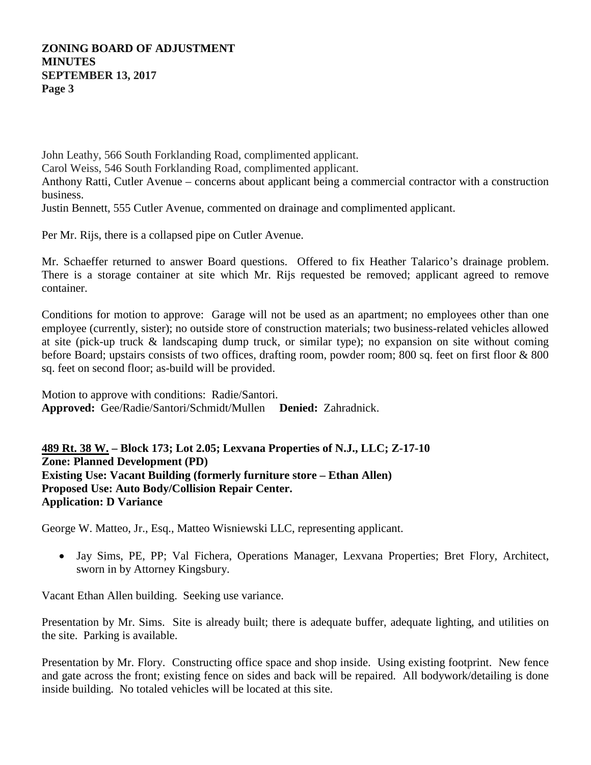John Leathy, 566 South Forklanding Road, complimented applicant.
Carol Weiss, 546 South Forklanding Road, complimented applicant.
Anthony Ratti, Cutler Avenue – concerns about applicant being a commercial contractor with a construction business.
Justin Bennett, 555 Cutler Avenue, commented on drainage and complimented applicant.

Per Mr. Rijs, there is a collapsed pipe on Cutler Avenue.

Mr. Schaeffer returned to answer Board questions. Offered to fix Heather Talarico's drainage problem. There is a storage container at site which Mr. Rijs requested be removed; applicant agreed to remove container.

Conditions for motion to approve: Garage will not be used as an apartment; no employees other than one employee (currently, sister); no outside store of construction materials; two business-related vehicles allowed at site (pick-up truck & landscaping dump truck, or similar type); no expansion on site without coming before Board; upstairs consists of two offices, drafting room, powder room; 800 sq. feet on first floor & 800 sq. feet on second floor; as-build will be provided.

Motion to approve with conditions: Radie/Santori.
**Approved:** Gee/Radie/Santori/Schmidt/Mullen **Denied:** Zahradnick.

**489 Rt. 38 W. – Block 173; Lot 2.05; Lexvana Properties of N.J., LLC; Z-17-10**
**Zone: Planned Development (PD)**
**Existing Use: Vacant Building (formerly furniture store – Ethan Allen)**
**Proposed Use: Auto Body/Collision Repair Center.**
**Application: D Variance**

George W. Matteo, Jr., Esq., Matteo Wisniewski LLC, representing applicant.

- Jay Sims, PE, PP; Val Fichera, Operations Manager, Lexvana Properties; Bret Flory, Architect, sworn in by Attorney Kingsbury.

Vacant Ethan Allen building. Seeking use variance.

Presentation by Mr. Sims. Site is already built; there is adequate buffer, adequate lighting, and utilities on the site. Parking is available.

Presentation by Mr. Flory. Constructing office space and shop inside. Using existing footprint. New fence and gate across the front; existing fence on sides and back will be repaired. All bodywork/detailing is done inside building. No totaled vehicles will be located at this site.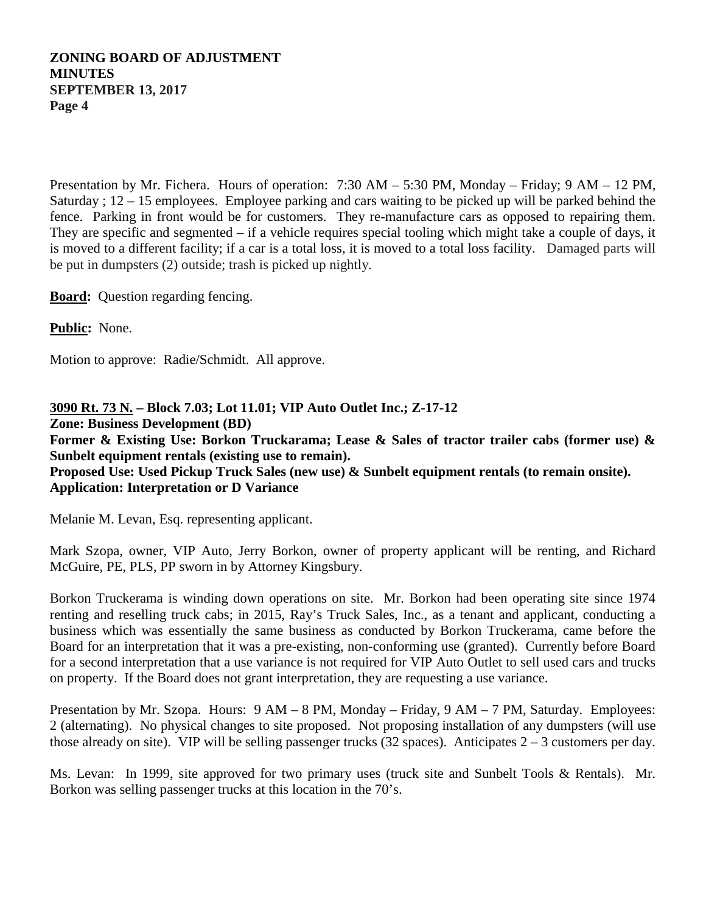Presentation by Mr. Fichera. Hours of operation: 7:30 AM – 5:30 PM, Monday – Friday; 9 AM – 12 PM, Saturday ; 12 – 15 employees. Employee parking and cars waiting to be picked up will be parked behind the fence. Parking in front would be for customers. They re-manufacture cars as opposed to repairing them. They are specific and segmented – if a vehicle requires special tooling which might take a couple of days, it is moved to a different facility; if a car is a total loss, it is moved to a total loss facility. Damaged parts will be put in dumpsters (2) outside; trash is picked up nightly.

**Board:** Question regarding fencing.

**Public:** None.

Motion to approve: Radie/Schmidt. All approve.

**3090 Rt. 73 N. – Block 7.03; Lot 11.01; VIP Auto Outlet Inc.; Z-17-12**
**Zone: Business Development (BD)**
**Former & Existing Use: Borkon Truckarama; Lease & Sales of tractor trailer cabs (former use) & Sunbelt equipment rentals (existing use to remain).**
**Proposed Use: Used Pickup Truck Sales (new use) & Sunbelt equipment rentals (to remain onsite).**
**Application: Interpretation or D Variance**

Melanie M. Levan, Esq. representing applicant.

Mark Szopa, owner, VIP Auto, Jerry Borkon, owner of property applicant will be renting, and Richard McGuire, PE, PLS, PP sworn in by Attorney Kingsbury.

Borkon Truckerama is winding down operations on site. Mr. Borkon had been operating site since 1974 renting and reselling truck cabs; in 2015, Ray's Truck Sales, Inc., as a tenant and applicant, conducting a business which was essentially the same business as conducted by Borkon Truckerama, came before the Board for an interpretation that it was a pre-existing, non-conforming use (granted). Currently before Board for a second interpretation that a use variance is not required for VIP Auto Outlet to sell used cars and trucks on property. If the Board does not grant interpretation, they are requesting a use variance.

Presentation by Mr. Szopa. Hours: 9 AM – 8 PM, Monday – Friday, 9 AM – 7 PM, Saturday. Employees: 2 (alternating). No physical changes to site proposed. Not proposing installation of any dumpsters (will use those already on site). VIP will be selling passenger trucks (32 spaces). Anticipates 2 – 3 customers per day.

Ms. Levan: In 1999, site approved for two primary uses (truck site and Sunbelt Tools & Rentals). Mr. Borkon was selling passenger trucks at this location in the 70's.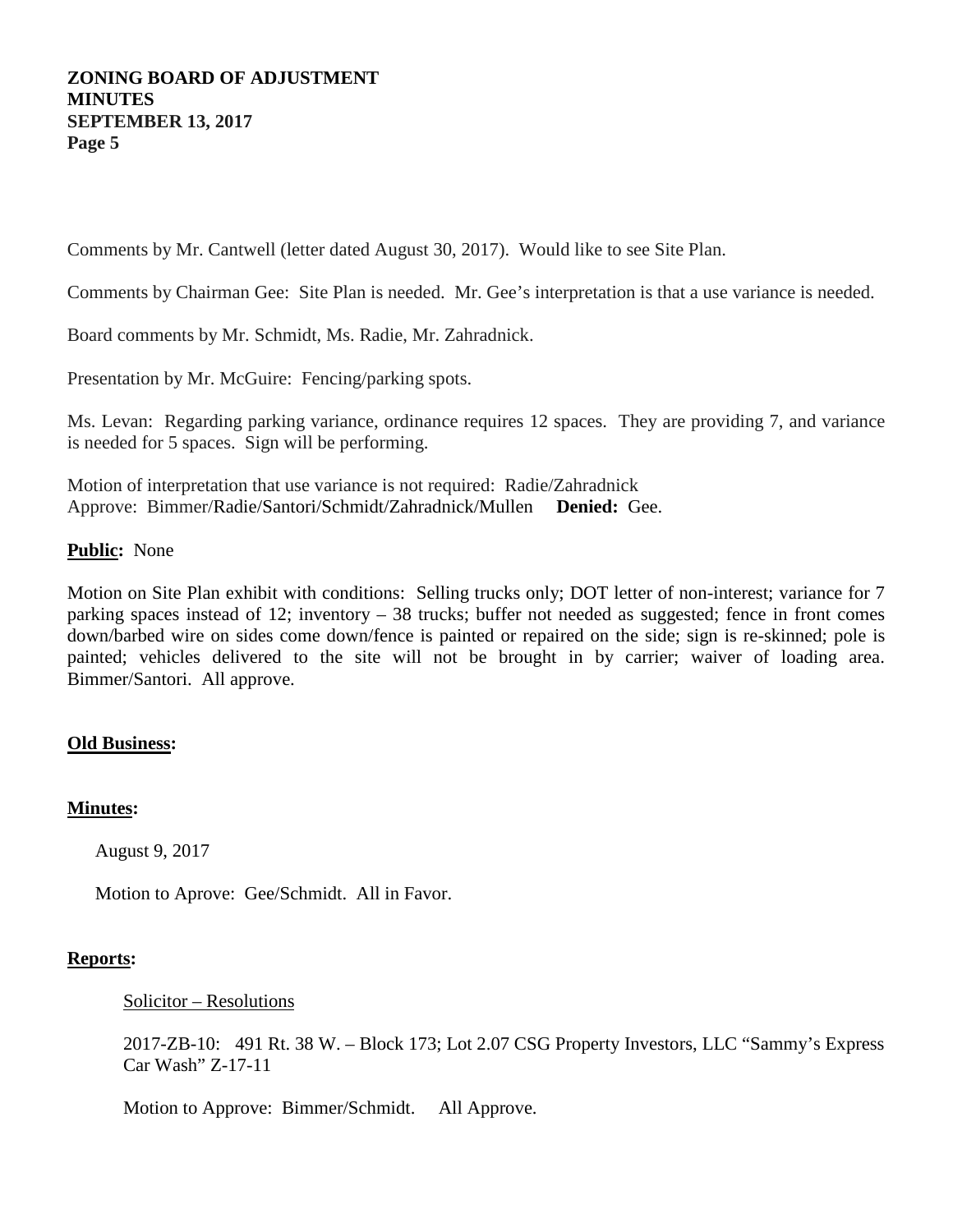Comments by Mr. Cantwell (letter dated August 30, 2017). Would like to see Site Plan.

Comments by Chairman Gee: Site Plan is needed. Mr. Gee's interpretation is that a use variance is needed.

Board comments by Mr. Schmidt, Ms. Radie, Mr. Zahradnick.

Presentation by Mr. McGuire: Fencing/parking spots.

Ms. Levan: Regarding parking variance, ordinance requires 12 spaces. They are providing 7, and variance is needed for 5 spaces. Sign will be performing.

Motion of interpretation that use variance is not required: Radie/Zahradnick
Approve: Bimmer/Radie/Santori/Schmidt/Zahradnick/Mullen **Denied:** Gee.

**Public:** None

Motion on Site Plan exhibit with conditions: Selling trucks only; DOT letter of non-interest; variance for 7 parking spaces instead of 12; inventory – 38 trucks; buffer not needed as suggested; fence in front comes down/barbed wire on sides come down/fence is painted or repaired on the side; sign is re-skinned; pole is painted; vehicles delivered to the site will not be brought in by carrier; waiver of loading area. Bimmer/Santori. All approve.

**Old Business:**

**Minutes:**

August 9, 2017

Motion to Aprove: Gee/Schmidt. All in Favor.

**Reports:**

Solicitor – Resolutions

2017-ZB-10: 491 Rt. 38 W. – Block 173; Lot 2.07 CSG Property Investors, LLC "Sammy's Express Car Wash" Z-17-11

Motion to Approve: Bimmer/Schmidt. All Approve.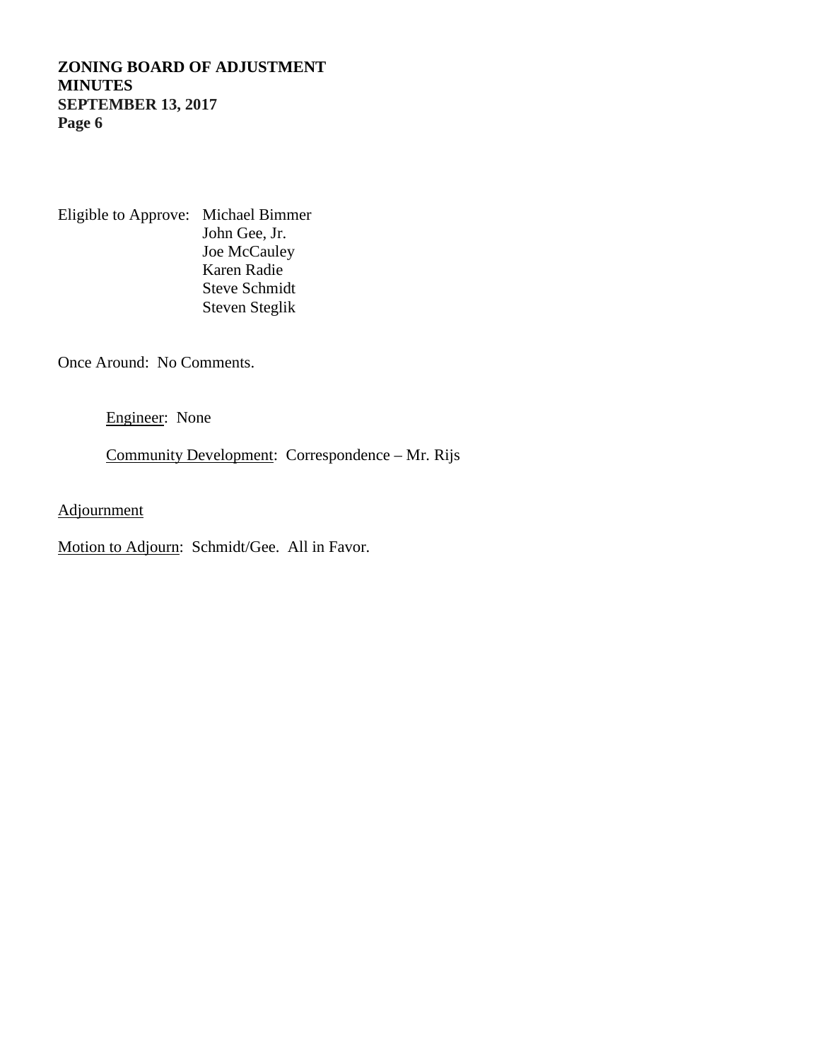Eligible to Approve: Michael Bimmer
John Gee, Jr.
Joe McCauley
Karen Radie
Steve Schmidt
Steven Steglik

Once Around: No Comments.

Engineer: None

Community Development: Correspondence – Mr. Rijs

Adjournment

Motion to Adjourn: Schmidt/Gee. All in Favor.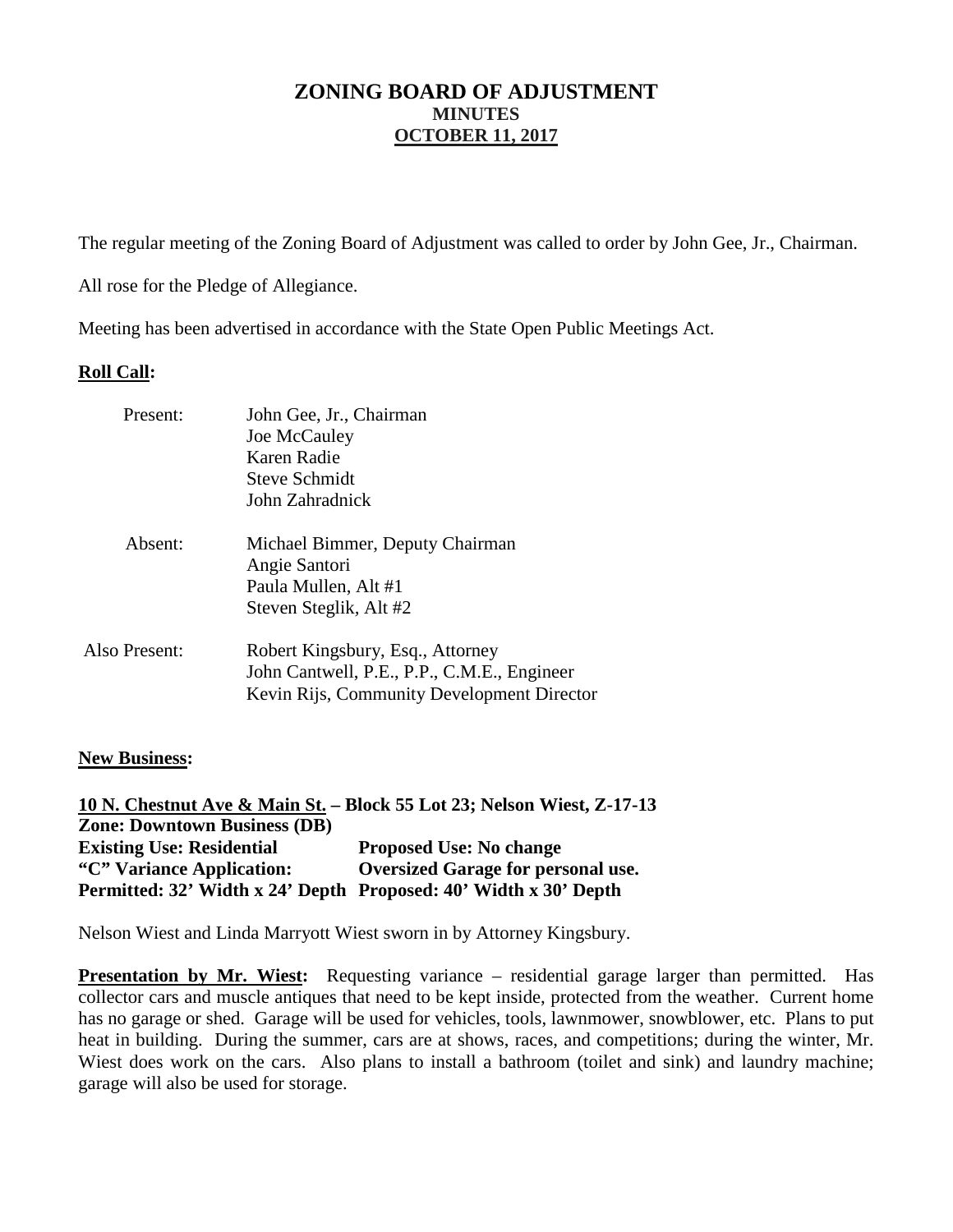# ZONING BOARD OF ADJUSTMENT
## MINUTES
## OCTOBER 11, 2017

The regular meeting of the Zoning Board of Adjustment was called to order by John Gee, Jr., Chairman.

All rose for the Pledge of Allegiance.

Meeting has been advertised in accordance with the State Open Public Meetings Act.

**Roll Call:**

| | |
|---|---|
| Present: | John Gee, Jr., Chairman<br>Joe McCauley<br>Karen Radie<br>Steve Schmidt<br>John Zahradnick |
| Absent: | Michael Bimmer, Deputy Chairman<br>Angie Santori<br>Paula Mullen, Alt #1<br>Steven Steglik, Alt #2 |
| Also Present: | Robert Kingsbury, Esq., Attorney<br>John Cantwell, P.E., P.P., C.M.E., Engineer<br>Kevin Rijs, Community Development Director |

**New Business:**

**10 N. Chestnut Ave & Main St. – Block 55 Lot 23; Nelson Wiest, Z-17-13**
**Zone: Downtown Business (DB)**
**Existing Use: Residential** **Proposed Use: No change**
**"C" Variance Application:** **Oversized Garage for personal use.**
**Permitted: 32' Width x 24' Depth** **Proposed: 40' Width x 30' Depth**

Nelson Wiest and Linda Marryott Wiest sworn in by Attorney Kingsbury.

**Presentation by Mr. Wiest:** Requesting variance – residential garage larger than permitted. Has collector cars and muscle antiques that need to be kept inside, protected from the weather. Current home has no garage or shed. Garage will be used for vehicles, tools, lawnmower, snowblower, etc. Plans to put heat in building. During the summer, cars are at shows, races, and competitions; during the winter, Mr. Wiest does work on the cars. Also plans to install a bathroom (toilet and sink) and laundry machine; garage will also be used for storage.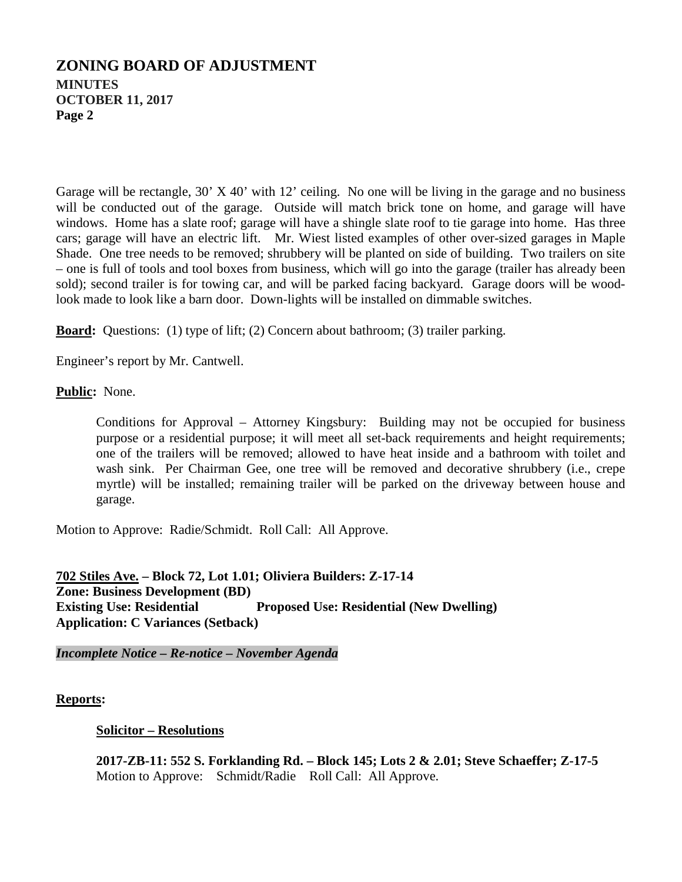Garage will be rectangle, 30' X 40' with 12' ceiling. No one will be living in the garage and no business will be conducted out of the garage. Outside will match brick tone on home, and garage will have windows. Home has a slate roof; garage will have a shingle slate roof to tie garage into home. Has three cars; garage will have an electric lift. Mr. Wiest listed examples of other over-sized garages in Maple Shade. One tree needs to be removed; shrubbery will be planted on side of building. Two trailers on site – one is full of tools and tool boxes from business, which will go into the garage (trailer has already been sold); second trailer is for towing car, and will be parked facing backyard. Garage doors will be wood-look made to look like a barn door. Down-lights will be installed on dimmable switches.

**Board:** Questions: (1) type of lift; (2) Concern about bathroom; (3) trailer parking.

Engineer's report by Mr. Cantwell.

**Public:** None.

> Conditions for Approval – Attorney Kingsbury: Building may not be occupied for business purpose or a residential purpose; it will meet all set-back requirements and height requirements; one of the trailers will be removed; allowed to have heat inside and a bathroom with toilet and wash sink. Per Chairman Gee, one tree will be removed and decorative shrubbery (i.e., crepe myrtle) will be installed; remaining trailer will be parked on the driveway between house and garage.

Motion to Approve: Radie/Schmidt. Roll Call: All Approve.

**702 Stiles Ave. – Block 72, Lot 1.01; Oliviera Builders: Z-17-14**
**Zone: Business Development (BD)**
**Existing Use: Residential** **Proposed Use: Residential (New Dwelling)**
**Application: C Variances (Setback)**

***Incomplete Notice – Re-notice – November Agenda***

**Reports:**

**Solicitor – Resolutions**

**2017-ZB-11: 552 S. Forklanding Rd. – Block 145; Lots 2 & 2.01; Steve Schaeffer; Z-17-5**
Motion to Approve: Schmidt/Radie Roll Call: All Approve.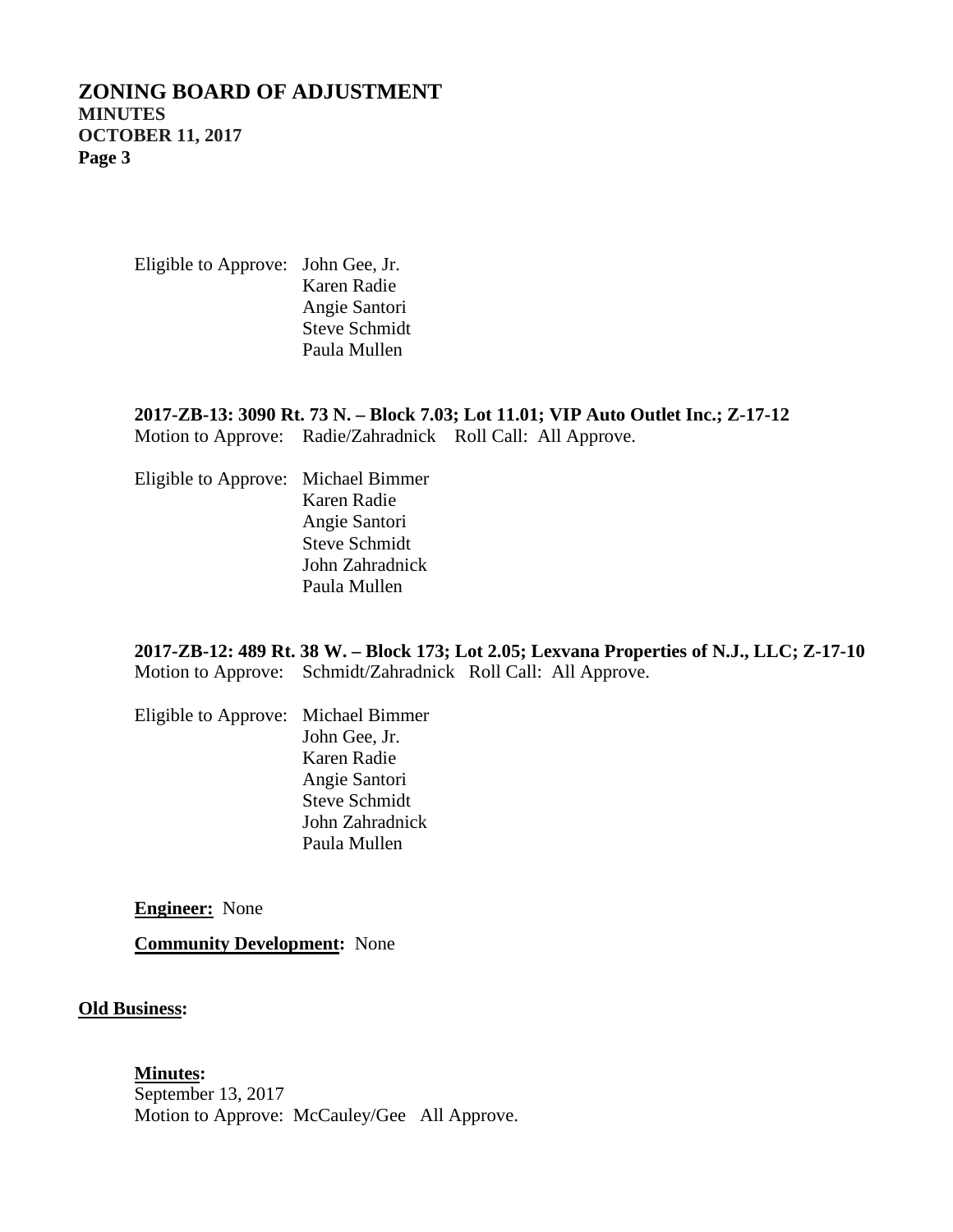Eligible to Approve: John Gee, Jr.
Karen Radie
Angie Santori
Steve Schmidt
Paula Mullen

**2017-ZB-13: 3090 Rt. 73 N. – Block 7.03; Lot 11.01; VIP Auto Outlet Inc.; Z-17-12**
Motion to Approve: Radie/Zahradnick Roll Call: All Approve.

Eligible to Approve: Michael Bimmer
Karen Radie
Angie Santori
Steve Schmidt
John Zahradnick
Paula Mullen

**2017-ZB-12: 489 Rt. 38 W. – Block 173; Lot 2.05; Lexvana Properties of N.J., LLC; Z-17-10**
Motion to Approve: Schmidt/Zahradnick Roll Call: All Approve.

Eligible to Approve: Michael Bimmer
John Gee, Jr.
Karen Radie
Angie Santori
Steve Schmidt
John Zahradnick
Paula Mullen

**Engineer:** None

**Community Development:** None

**Old Business:**

**Minutes:**
September 13, 2017
Motion to Approve: McCauley/Gee All Approve.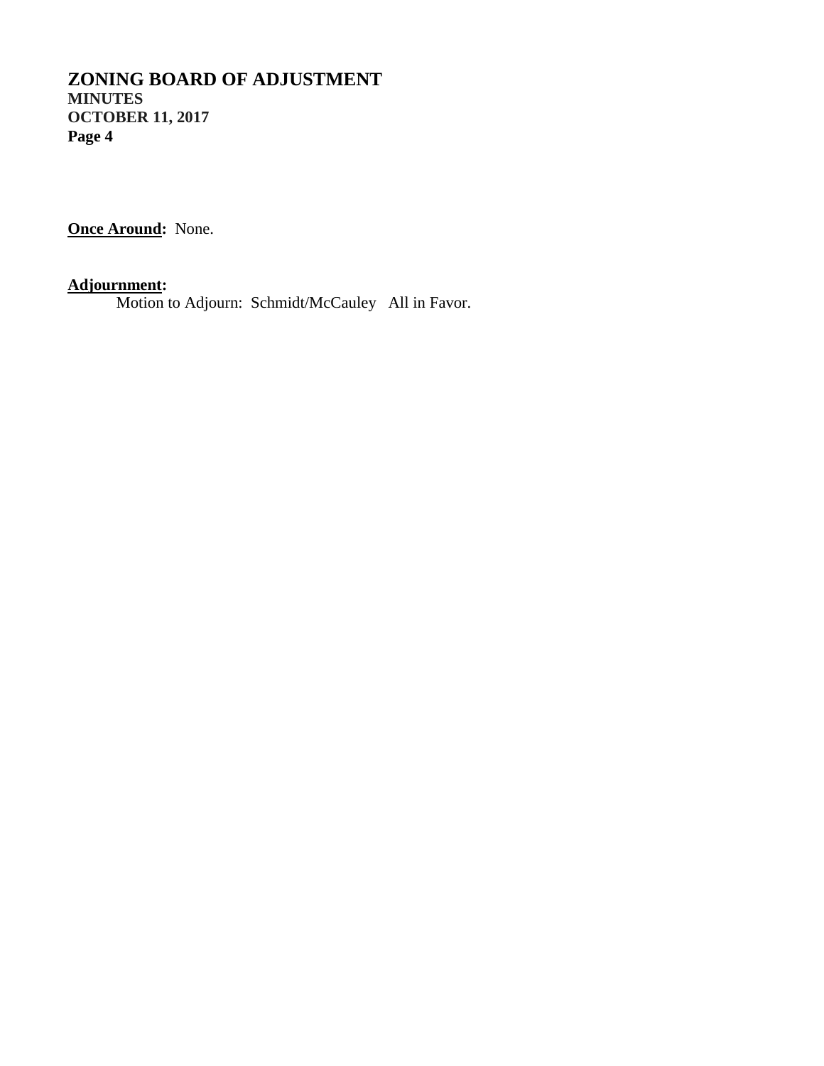**Once Around:** None.

**Adjournment:**

Motion to Adjourn: Schmidt/McCauley All in Favor.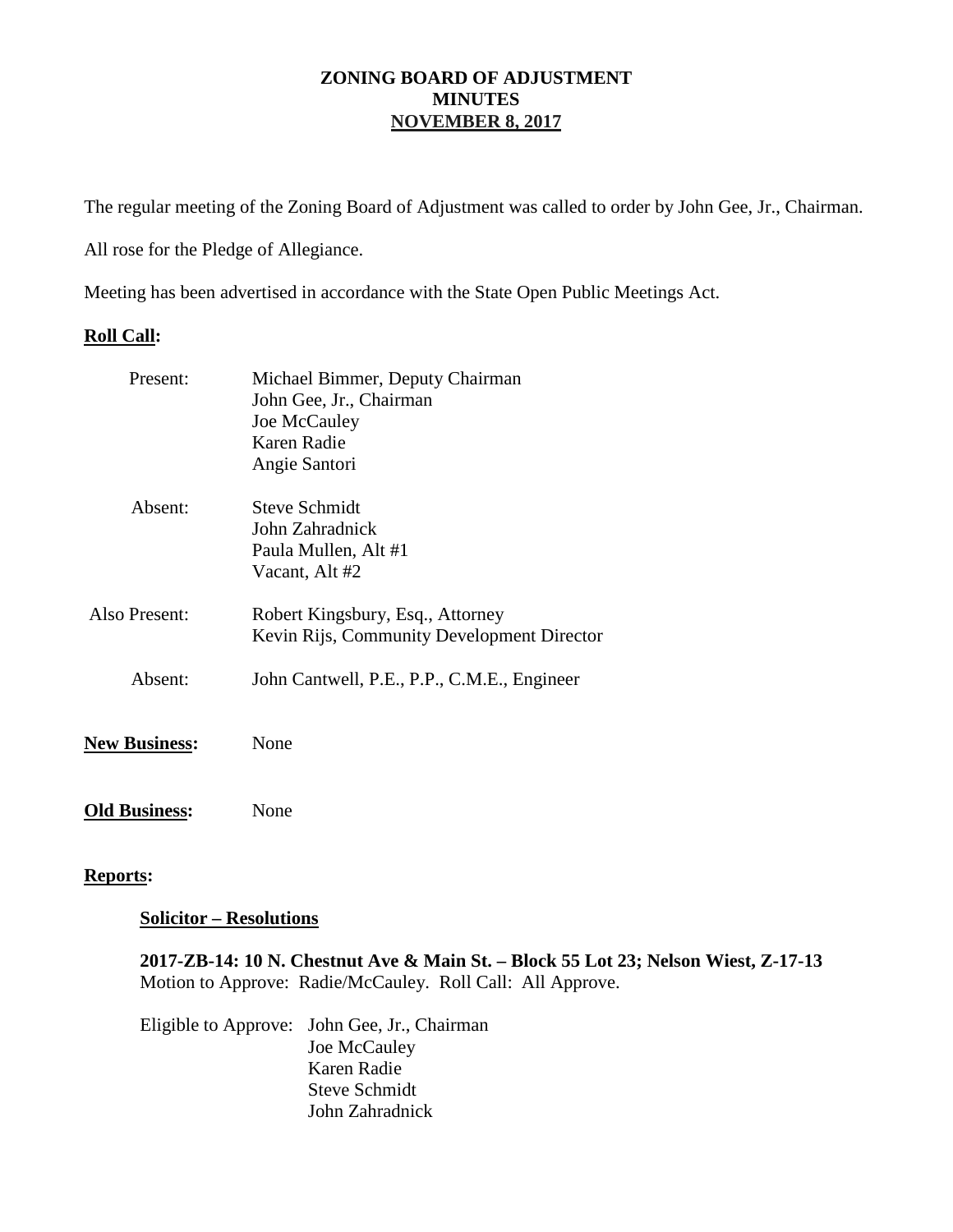# ZONING BOARD OF ADJUSTMENT
# MINUTES
# NOVEMBER 8, 2017

The regular meeting of the Zoning Board of Adjustment was called to order by John Gee, Jr., Chairman.

All rose for the Pledge of Allegiance.

Meeting has been advertised in accordance with the State Open Public Meetings Act.

**Roll Call:**

| | |
|---|---|
| Present: | Michael Bimmer, Deputy Chairman<br>John Gee, Jr., Chairman<br>Joe McCauley<br>Karen Radie<br>Angie Santori |
| Absent: | Steve Schmidt<br>John Zahradnick<br>Paula Mullen, Alt #1<br>Vacant, Alt #2 |
| Also Present: | Robert Kingsbury, Esq., Attorney<br>Kevin Rijs, Community Development Director |
| Absent: | John Cantwell, P.E., P.P., C.M.E., Engineer |

**New Business:** None

**Old Business:** None

**Reports:**

**Solicitor – Resolutions**

**2017-ZB-14: 10 N. Chestnut Ave & Main St. – Block 55 Lot 23; Nelson Wiest, Z-17-13**
Motion to Approve: Radie/McCauley. Roll Call: All Approve.

Eligible to Approve: John Gee, Jr., Chairman
Joe McCauley
Karen Radie
Steve Schmidt
John Zahradnick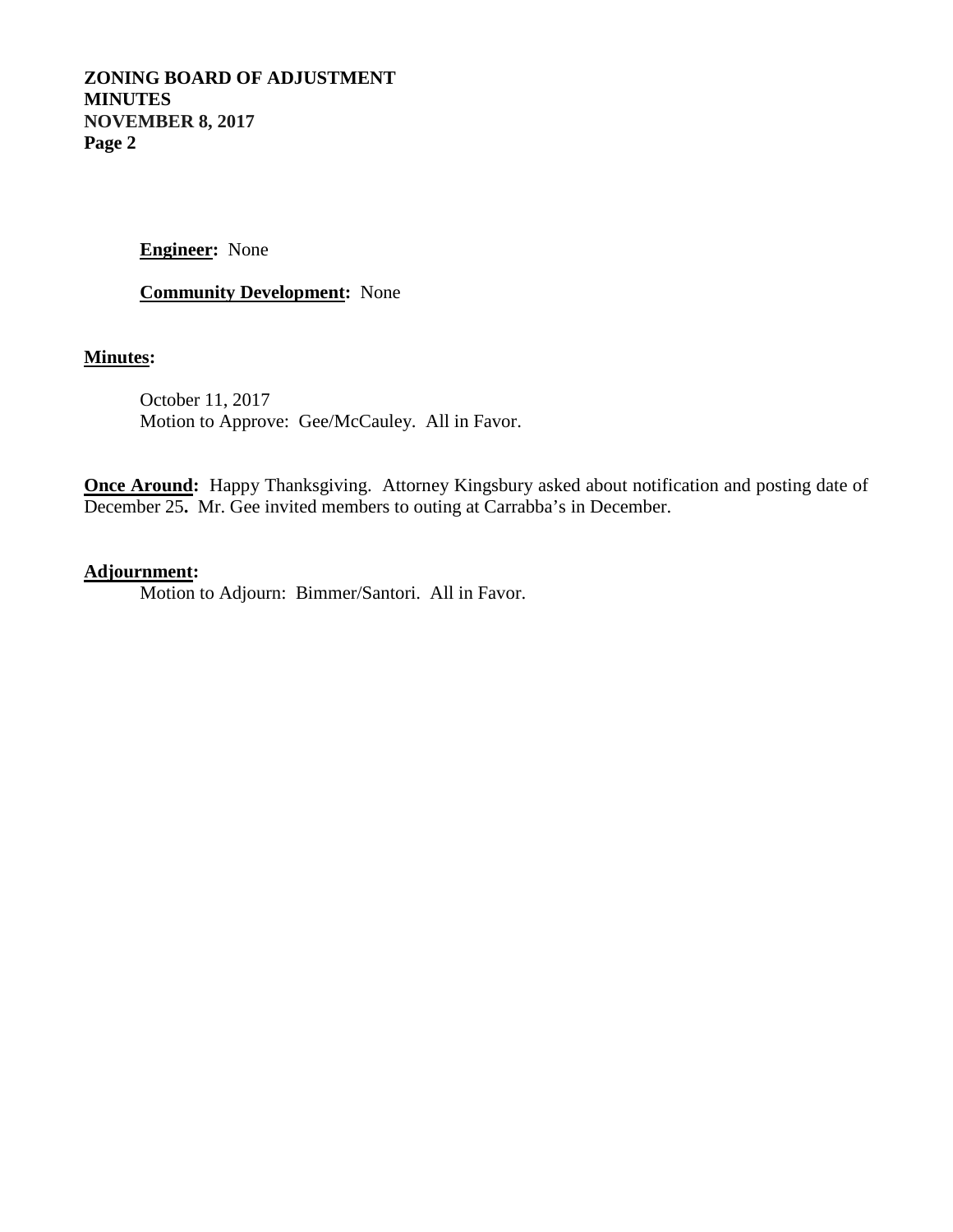**Engineer:** None

**Community Development:** None

**Minutes:**

October 11, 2017
Motion to Approve: Gee/McCauley. All in Favor.

**Once Around:** Happy Thanksgiving. Attorney Kingsbury asked about notification and posting date of December 25**.** Mr. Gee invited members to outing at Carrabba's in December.

**Adjournment:**

Motion to Adjourn: Bimmer/Santori. All in Favor.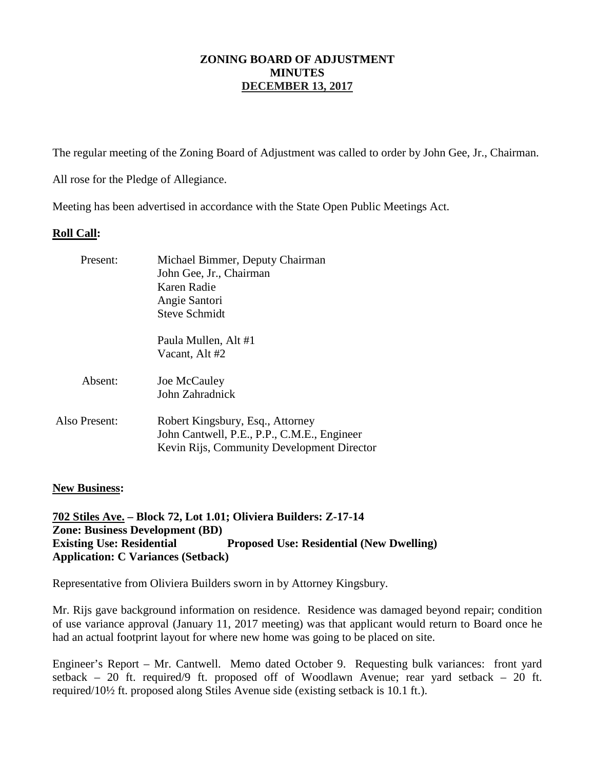**ZONING BOARD OF ADJUSTMENT**
**MINUTES**
**DECEMBER 13, 2017**

The regular meeting of the Zoning Board of Adjustment was called to order by John Gee, Jr., Chairman.

All rose for the Pledge of Allegiance.

Meeting has been advertised in accordance with the State Open Public Meetings Act.

**Roll Call:**

| | |
|---|---|
| Present: | Michael Bimmer, Deputy Chairman<br>John Gee, Jr., Chairman<br>Karen Radie<br>Angie Santori<br>Steve Schmidt |
| | Paula Mullen, Alt #1<br>Vacant, Alt #2 |
| Absent: | Joe McCauley<br>John Zahradnick |
| Also Present: | Robert Kingsbury, Esq., Attorney<br>John Cantwell, P.E., P.P., C.M.E., Engineer<br>Kevin Rijs, Community Development Director |

**New Business:**

**702 Stiles Ave. – Block 72, Lot 1.01; Oliviera Builders: Z-17-14**
**Zone: Business Development (BD)**
**Existing Use: Residential Proposed Use: Residential (New Dwelling)**
**Application: C Variances (Setback)**

Representative from Oliviera Builders sworn in by Attorney Kingsbury.

Mr. Rijs gave background information on residence. Residence was damaged beyond repair; condition of use variance approval (January 11, 2017 meeting) was that applicant would return to Board once he had an actual footprint layout for where new home was going to be placed on site.

Engineer's Report – Mr. Cantwell. Memo dated October 9. Requesting bulk variances: front yard setback – 20 ft. required/9 ft. proposed off of Woodlawn Avenue; rear yard setback – 20 ft. required/10½ ft. proposed along Stiles Avenue side (existing setback is 10.1 ft.).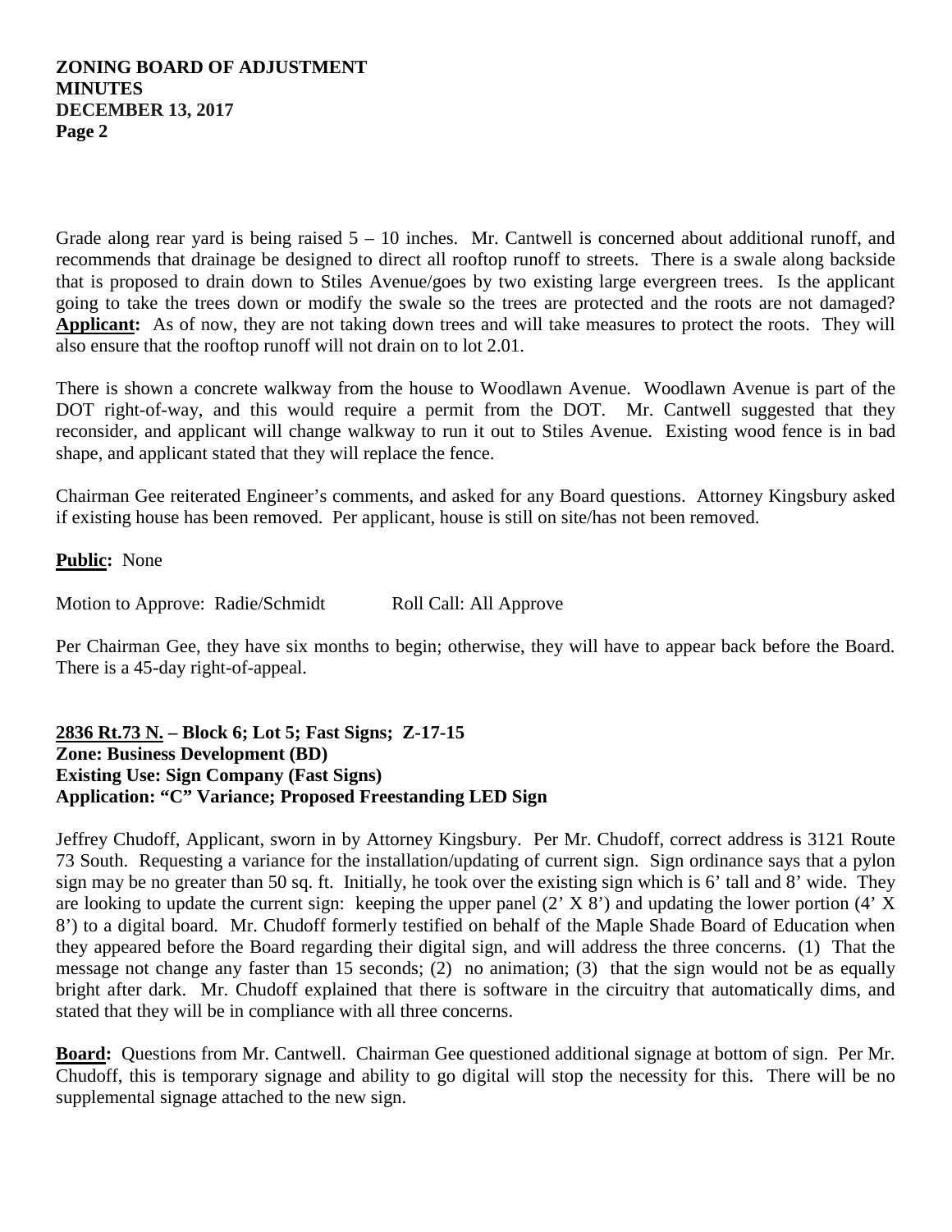Grade along rear yard is being raised 5 – 10 inches. Mr. Cantwell is concerned about additional runoff, and recommends that drainage be designed to direct all rooftop runoff to streets. There is a swale along backside that is proposed to drain down to Stiles Avenue/goes by two existing large evergreen trees. Is the applicant going to take the trees down or modify the swale so the trees are protected and the roots are not damaged? **Applicant:** As of now, they are not taking down trees and will take measures to protect the roots. They will also ensure that the rooftop runoff will not drain on to lot 2.01.

There is shown a concrete walkway from the house to Woodlawn Avenue. Woodlawn Avenue is part of the DOT right-of-way, and this would require a permit from the DOT. Mr. Cantwell suggested that they reconsider, and applicant will change walkway to run it out to Stiles Avenue. Existing wood fence is in bad shape, and applicant stated that they will replace the fence.

Chairman Gee reiterated Engineer's comments, and asked for any Board questions. Attorney Kingsbury asked if existing house has been removed. Per applicant, house is still on site/has not been removed.

**Public:** None

Motion to Approve: Radie/Schmidt Roll Call: All Approve

Per Chairman Gee, they have six months to begin; otherwise, they will have to appear back before the Board. There is a 45-day right-of-appeal.

**2836 Rt.73 N. – Block 6; Lot 5; Fast Signs; Z-17-15**
**Zone: Business Development (BD)**
**Existing Use: Sign Company (Fast Signs)**
**Application: "C" Variance; Proposed Freestanding LED Sign**

Jeffrey Chudoff, Applicant, sworn in by Attorney Kingsbury. Per Mr. Chudoff, correct address is 3121 Route 73 South. Requesting a variance for the installation/updating of current sign. Sign ordinance says that a pylon sign may be no greater than 50 sq. ft. Initially, he took over the existing sign which is 6' tall and 8' wide. They are looking to update the current sign: keeping the upper panel (2' X 8') and updating the lower portion (4' X 8') to a digital board. Mr. Chudoff formerly testified on behalf of the Maple Shade Board of Education when they appeared before the Board regarding their digital sign, and will address the three concerns. (1) That the message not change any faster than 15 seconds; (2) no animation; (3) that the sign would not be as equally bright after dark. Mr. Chudoff explained that there is software in the circuitry that automatically dims, and stated that they will be in compliance with all three concerns.

**Board:** Questions from Mr. Cantwell. Chairman Gee questioned additional signage at bottom of sign. Per Mr. Chudoff, this is temporary signage and ability to go digital will stop the necessity for this. There will be no supplemental signage attached to the new sign.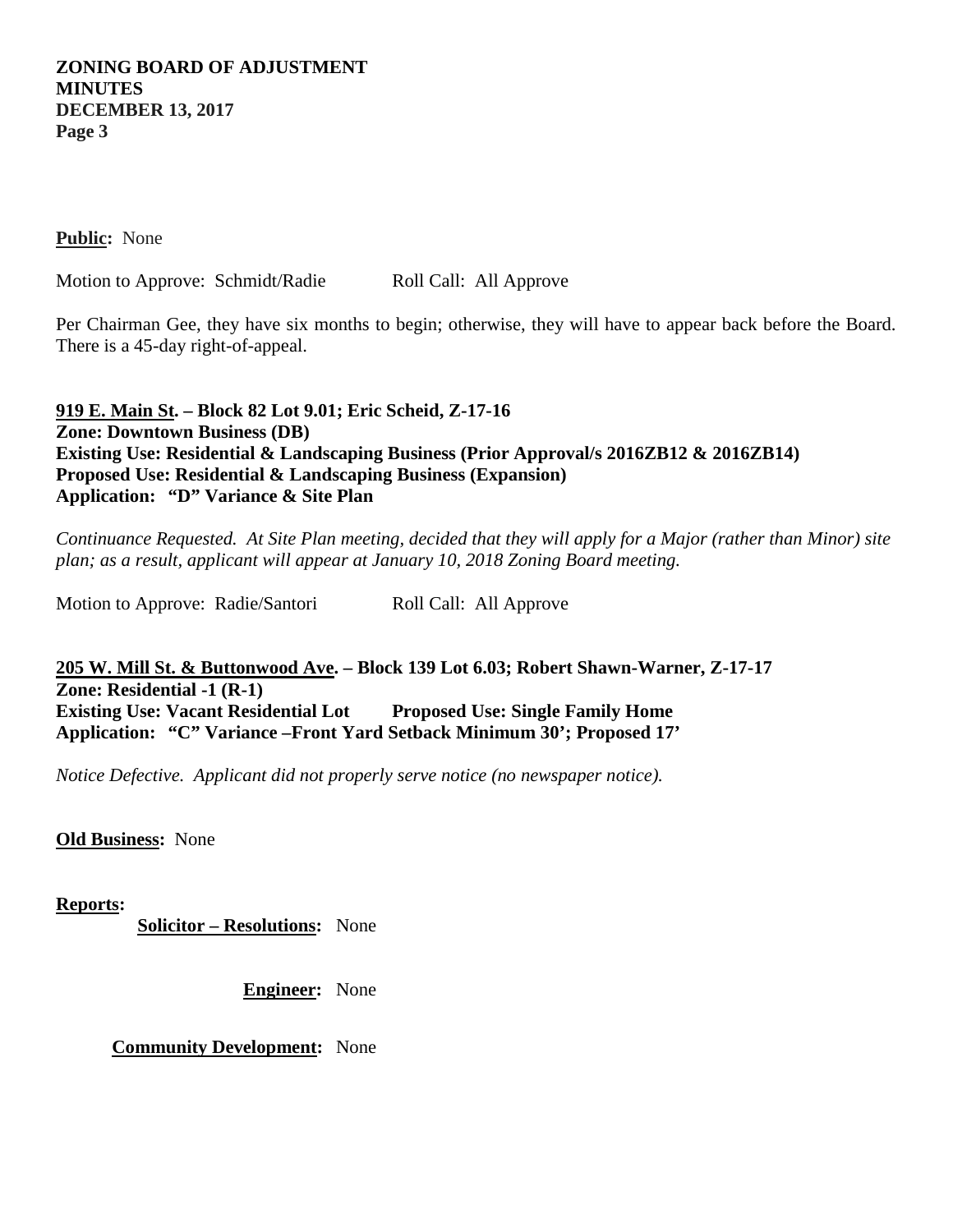**Public:** None

Motion to Approve: Schmidt/Radie Roll Call: All Approve

Per Chairman Gee, they have six months to begin; otherwise, they will have to appear back before the Board. There is a 45-day right-of-appeal.

**<u>919 E. Main St</u>. – Block 82 Lot 9.01; Eric Scheid, Z-17-16**
**Zone: Downtown Business (DB)**
**Existing Use: Residential & Landscaping Business (Prior Approval/s 2016ZB12 & 2016ZB14)**
**Proposed Use: Residential & Landscaping Business (Expansion)**
**Application: "D" Variance & Site Plan**

*Continuance Requested. At Site Plan meeting, decided that they will apply for a Major (rather than Minor) site plan; as a result, applicant will appear at January 10, 2018 Zoning Board meeting.*

Motion to Approve: Radie/Santori Roll Call: All Approve

**<u>205 W. Mill St. & Buttonwood Ave</u>. – Block 139 Lot 6.03; Robert Shawn-Warner, Z-17-17**
**Zone: Residential -1 (R-1)**
**Existing Use: Vacant Residential Lot Proposed Use: Single Family Home**
**Application: "C" Variance –Front Yard Setback Minimum 30'; Proposed 17'**

*Notice Defective. Applicant did not properly serve notice (no newspaper notice).*

**Old Business:** None

**Reports:**

**Solicitor – Resolutions:** None

**Engineer:** None

**Community Development:** None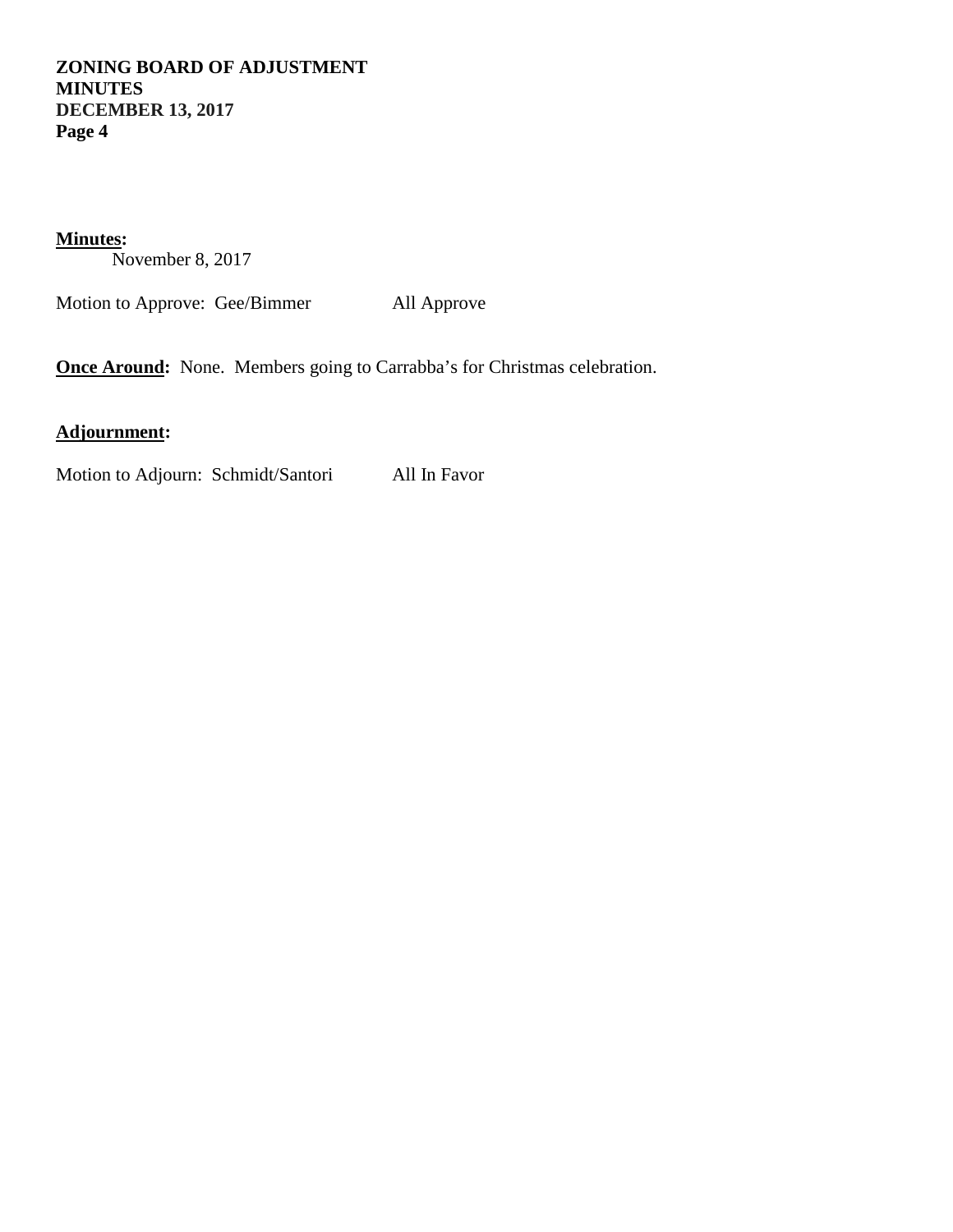**Minutes:**

November 8, 2017

Motion to Approve: Gee/Bimmer All Approve

**Once Around:** None. Members going to Carrabba's for Christmas celebration.

**Adjournment:**

Motion to Adjourn: Schmidt/Santori All In Favor